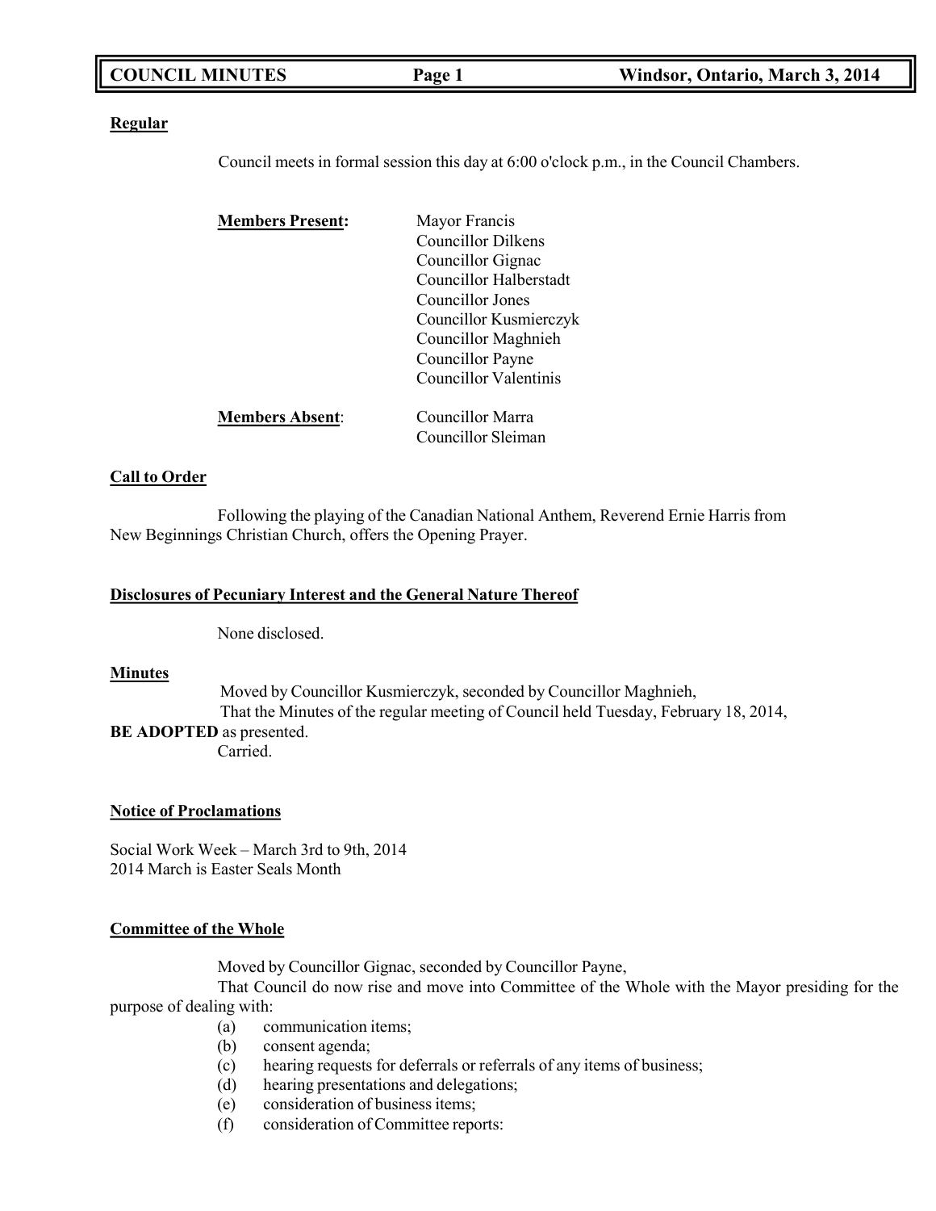**Regular**

Council meets in formal session this day at 6:00 o'clock p.m., in the Council Chambers.

**Members Present:** Mayor Francis
Councillor Dilkens
Councillor Gignac
Councillor Halberstadt
Councillor Jones
Councillor Kusmierczyk
Councillor Maghnieh
Councillor Payne
Councillor Valentinis

**Members Absent**: Councillor Marra
Councillor Sleiman

**Call to Order**

Following the playing of the Canadian National Anthem, Reverend Ernie Harris from New Beginnings Christian Church, offers the Opening Prayer.

**Disclosures of Pecuniary Interest and the General Nature Thereof**

None disclosed.

**Minutes**

Moved by Councillor Kusmierczyk, seconded by Councillor Maghnieh,
That the Minutes of the regular meeting of Council held Tuesday, February 18, 2014, **BE ADOPTED** as presented.
Carried.

**Notice of Proclamations**

Social Work Week – March 3rd to 9th, 2014
2014 March is Easter Seals Month

**Committee of the Whole**

Moved by Councillor Gignac, seconded by Councillor Payne,
That Council do now rise and move into Committee of the Whole with the Mayor presiding for the purpose of dealing with:

(a) communication items;
(b) consent agenda;
(c) hearing requests for deferrals or referrals of any items of business;
(d) hearing presentations and delegations;
(e) consideration of business items;
(f) consideration of Committee reports: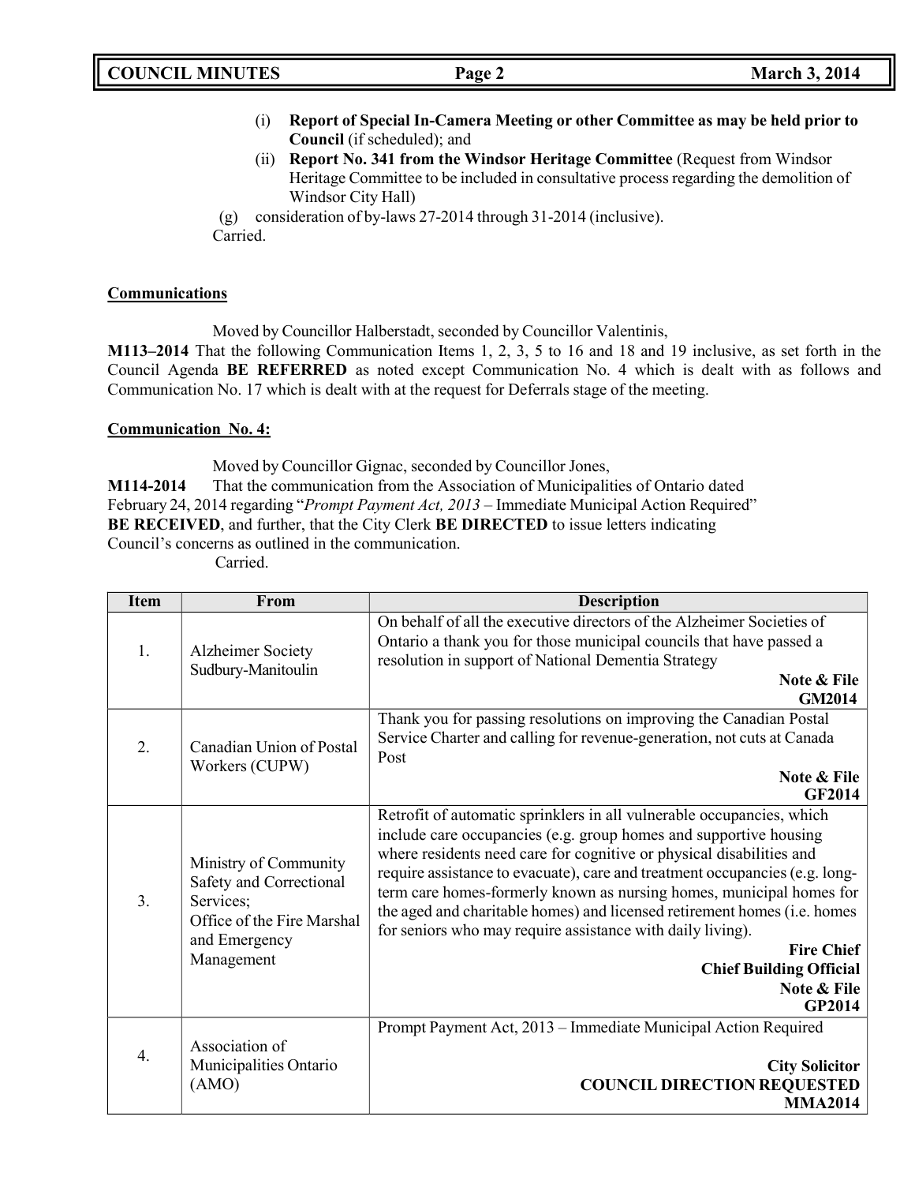(i) **Report of Special In-Camera Meeting or other Committee as may be held prior to Council** (if scheduled); and

(ii) **Report No. 341 from the Windsor Heritage Committee** (Request from Windsor Heritage Committee to be included in consultative process regarding the demolition of Windsor City Hall)

(g) consideration of by-laws 27-2014 through 31-2014 (inclusive).

Carried.

**Communications**

Moved by Councillor Halberstadt, seconded by Councillor Valentinis,

**M113–2014** That the following Communication Items 1, 2, 3, 5 to 16 and 18 and 19 inclusive, as set forth in the Council Agenda **BE REFERRED** as noted except Communication No. 4 which is dealt with as follows and Communication No. 17 which is dealt with at the request for Deferrals stage of the meeting.

**Communication No. 4:**

Moved by Councillor Gignac, seconded by Councillor Jones,

**M114-2014** That the communication from the Association of Municipalities of Ontario dated February 24, 2014 regarding "*Prompt Payment Act, 2013* – Immediate Municipal Action Required" **BE RECEIVED**, and further, that the City Clerk **BE DIRECTED** to issue letters indicating Council's concerns as outlined in the communication.

Carried.

| Item | From | Description |
|---|---|---|
| 1. | Alzheimer Society Sudbury-Manitoulin | On behalf of all the executive directors of the Alzheimer Societies of Ontario a thank you for those municipal councils that have passed a resolution in support of National Dementia Strategy<br>**Note & File**<br>**GM2014** |
| 2. | Canadian Union of Postal Workers (CUPW) | Thank you for passing resolutions on improving the Canadian Postal Service Charter and calling for revenue-generation, not cuts at Canada Post<br>**Note & File**<br>**GF2014** |
| 3. | Ministry of Community Safety and Correctional Services; Office of the Fire Marshal and Emergency Management | Retrofit of automatic sprinklers in all vulnerable occupancies, which include care occupancies (e.g. group homes and supportive housing where residents need care for cognitive or physical disabilities and require assistance to evacuate), care and treatment occupancies (e.g. long-term care homes-formerly known as nursing homes, municipal homes for the aged and charitable homes) and licensed retirement homes (i.e. homes for seniors who may require assistance with daily living).<br>**Fire Chief**<br>**Chief Building Official**<br>**Note & File**<br>**GP2014** |
| 4. | Association of Municipalities Ontario (AMO) | Prompt Payment Act, 2013 – Immediate Municipal Action Required<br>**City Solicitor**<br>**COUNCIL DIRECTION REQUESTED**<br>**MMA2014** |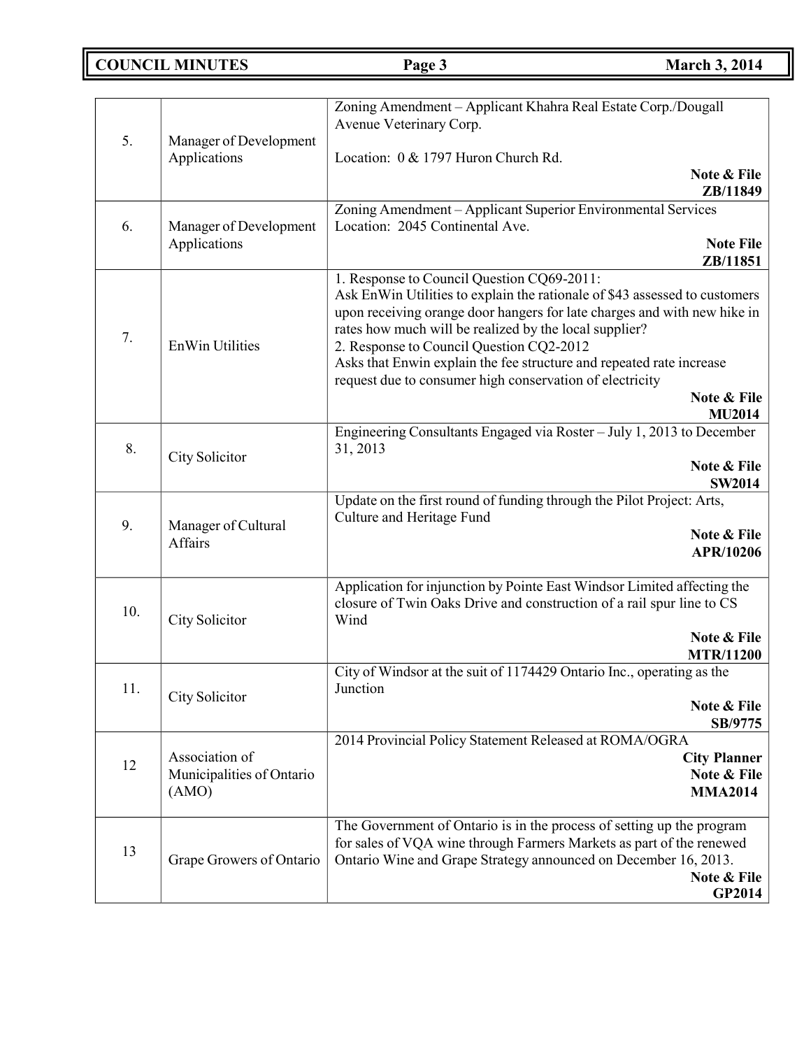| | | |
|---|---|---|
| 5. | Manager of Development Applications | Zoning Amendment – Applicant Khahra Real Estate Corp./Dougall Avenue Veterinary Corp.<br><br>Location: 0 & 1797 Huron Church Rd.<br>**Note & File**<br>**ZB/11849** |
| 6. | Manager of Development Applications | Zoning Amendment – Applicant Superior Environmental Services<br>Location: 2045 Continental Ave.<br>**Note File**<br>**ZB/11851** |
| 7. | EnWin Utilities | 1. Response to Council Question CQ69-2011:<br>Ask EnWin Utilities to explain the rationale of $43 assessed to customers upon receiving orange door hangers for late charges and with new hike in rates how much will be realized by the local supplier?<br>2. Response to Council Question CQ2-2012<br>Asks that Enwin explain the fee structure and repeated rate increase request due to consumer high conservation of electricity<br>**Note & File**<br>**MU2014** |
| 8. | City Solicitor | Engineering Consultants Engaged via Roster – July 1, 2013 to December 31, 2013<br>**Note & File**<br>**SW2014** |
| 9. | Manager of Cultural Affairs | Update on the first round of funding through the Pilot Project: Arts, Culture and Heritage Fund<br>**Note & File**<br>**APR/10206** |
| 10. | City Solicitor | Application for injunction by Pointe East Windsor Limited affecting the closure of Twin Oaks Drive and construction of a rail spur line to CS Wind<br>**Note & File**<br>**MTR/11200** |
| 11. | City Solicitor | City of Windsor at the suit of 1174429 Ontario Inc., operating as the Junction<br>**Note & File**<br>**SB/9775** |
| 12 | Association of Municipalities of Ontario (AMO) | 2014 Provincial Policy Statement Released at ROMA/OGRA<br>**City Planner**<br>**Note & File**<br>**MMA2014** |
| 13 | Grape Growers of Ontario | The Government of Ontario is in the process of setting up the program for sales of VQA wine through Farmers Markets as part of the renewed Ontario Wine and Grape Strategy announced on December 16, 2013.<br>**Note & File**<br>**GP2014** |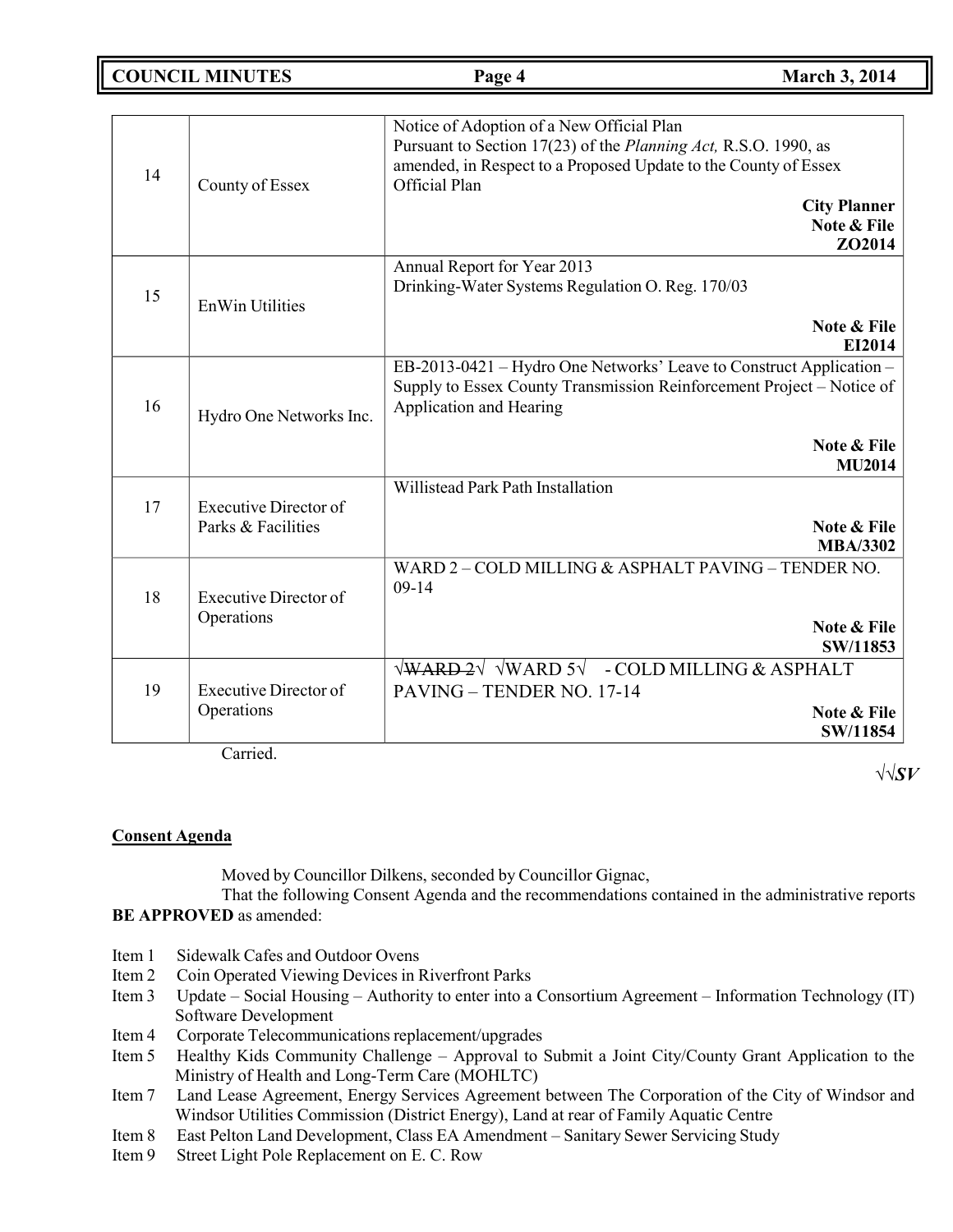| | | |
|---|---|---|
| 14 | County of Essex | Notice of Adoption of a New Official Plan<br>Pursuant to Section 17(23) of the *Planning Act,* R.S.O. 1990, as amended, in Respect to a Proposed Update to the County of Essex Official Plan<br>**City Planner**<br>**Note & File**<br>**ZO2014** |
| 15 | EnWin Utilities | Annual Report for Year 2013<br>Drinking-Water Systems Regulation O. Reg. 170/03<br>**Note & File**<br>**EI2014** |
| 16 | Hydro One Networks Inc. | EB-2013-0421 – Hydro One Networks' Leave to Construct Application – Supply to Essex County Transmission Reinforcement Project – Notice of Application and Hearing<br>**Note & File**<br>**MU2014** |
| 17 | Executive Director of Parks & Facilities | Willistead Park Path Installation<br>**Note & File**<br>**MBA/3302** |
| 18 | Executive Director of Operations | WARD 2 – COLD MILLING & ASPHALT PAVING – TENDER NO. 09-14<br>**Note & File**<br>**SW/11853** |
| 19 | Executive Director of Operations | √~~WARD 2~~√ √WARD 5√ - COLD MILLING & ASPHALT PAVING – TENDER NO. 17-14<br>**Note & File**<br>**SW/11854** |

Carried.

√√*SV*

**Consent Agenda**

Moved by Councillor Dilkens, seconded by Councillor Gignac,

That the following Consent Agenda and the recommendations contained in the administrative reports **BE APPROVED** as amended:

Item 1 Sidewalk Cafes and Outdoor Ovens
Item 2 Coin Operated Viewing Devices in Riverfront Parks
Item 3 Update – Social Housing – Authority to enter into a Consortium Agreement – Information Technology (IT) Software Development
Item 4 Corporate Telecommunications replacement/upgrades
Item 5 Healthy Kids Community Challenge – Approval to Submit a Joint City/County Grant Application to the Ministry of Health and Long-Term Care (MOHLTC)
Item 7 Land Lease Agreement, Energy Services Agreement between The Corporation of the City of Windsor and Windsor Utilities Commission (District Energy), Land at rear of Family Aquatic Centre
Item 8 East Pelton Land Development, Class EA Amendment – Sanitary Sewer Servicing Study
Item 9 Street Light Pole Replacement on E. C. Row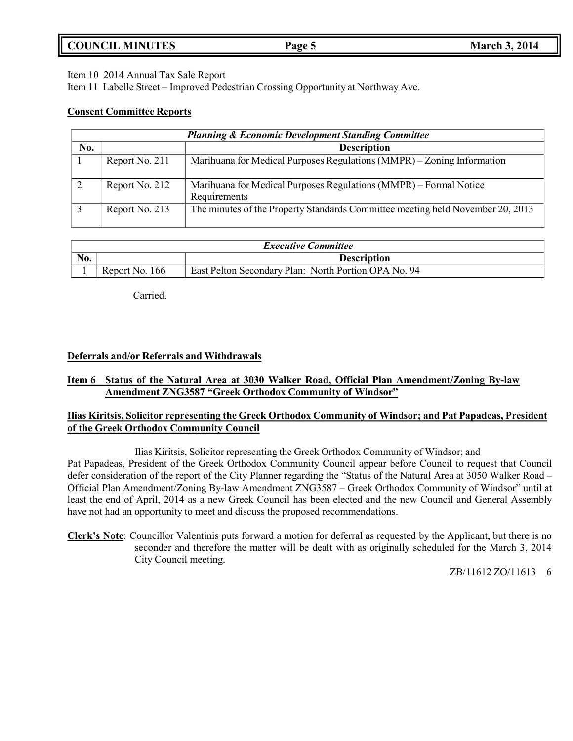Item 10 2014 Annual Tax Sale Report

Item 11 Labelle Street – Improved Pedestrian Crossing Opportunity at Northway Ave.

**Consent Committee Reports**

| ***Planning & Economic Development Standing Committee*** | | |
|---|---|---|
| **No.** | | **Description** |
| 1 | Report No. 211 | Marihuana for Medical Purposes Regulations (MMPR) – Zoning Information |
| 2 | Report No. 212 | Marihuana for Medical Purposes Regulations (MMPR) – Formal Notice Requirements |
| 3 | Report No. 213 | The minutes of the Property Standards Committee meeting held November 20, 2013 |

| ***Executive Committee*** | | |
|---|---|---|
| **No.** | | **Description** |
| 1 | Report No. 166 | East Pelton Secondary Plan: North Portion OPA No. 94 |

Carried.

**Deferrals and/or Referrals and Withdrawals**

**Item 6 Status of the Natural Area at 3030 Walker Road, Official Plan Amendment/Zoning By-law Amendment ZNG3587 "Greek Orthodox Community of Windsor"**

**Ilias Kiritsis, Solicitor representing the Greek Orthodox Community of Windsor; and Pat Papadeas, President of the Greek Orthodox Community Council**

Ilias Kiritsis, Solicitor representing the Greek Orthodox Community of Windsor; and Pat Papadeas, President of the Greek Orthodox Community Council appear before Council to request that Council defer consideration of the report of the City Planner regarding the "Status of the Natural Area at 3050 Walker Road – Official Plan Amendment/Zoning By-law Amendment ZNG3587 – Greek Orthodox Community of Windsor" until at least the end of April, 2014 as a new Greek Council has been elected and the new Council and General Assembly have not had an opportunity to meet and discuss the proposed recommendations.

**Clerk's Note**: Councillor Valentinis puts forward a motion for deferral as requested by the Applicant, but there is no seconder and therefore the matter will be dealt with as originally scheduled for the March 3, 2014 City Council meeting.

ZB/11612 ZO/11613 6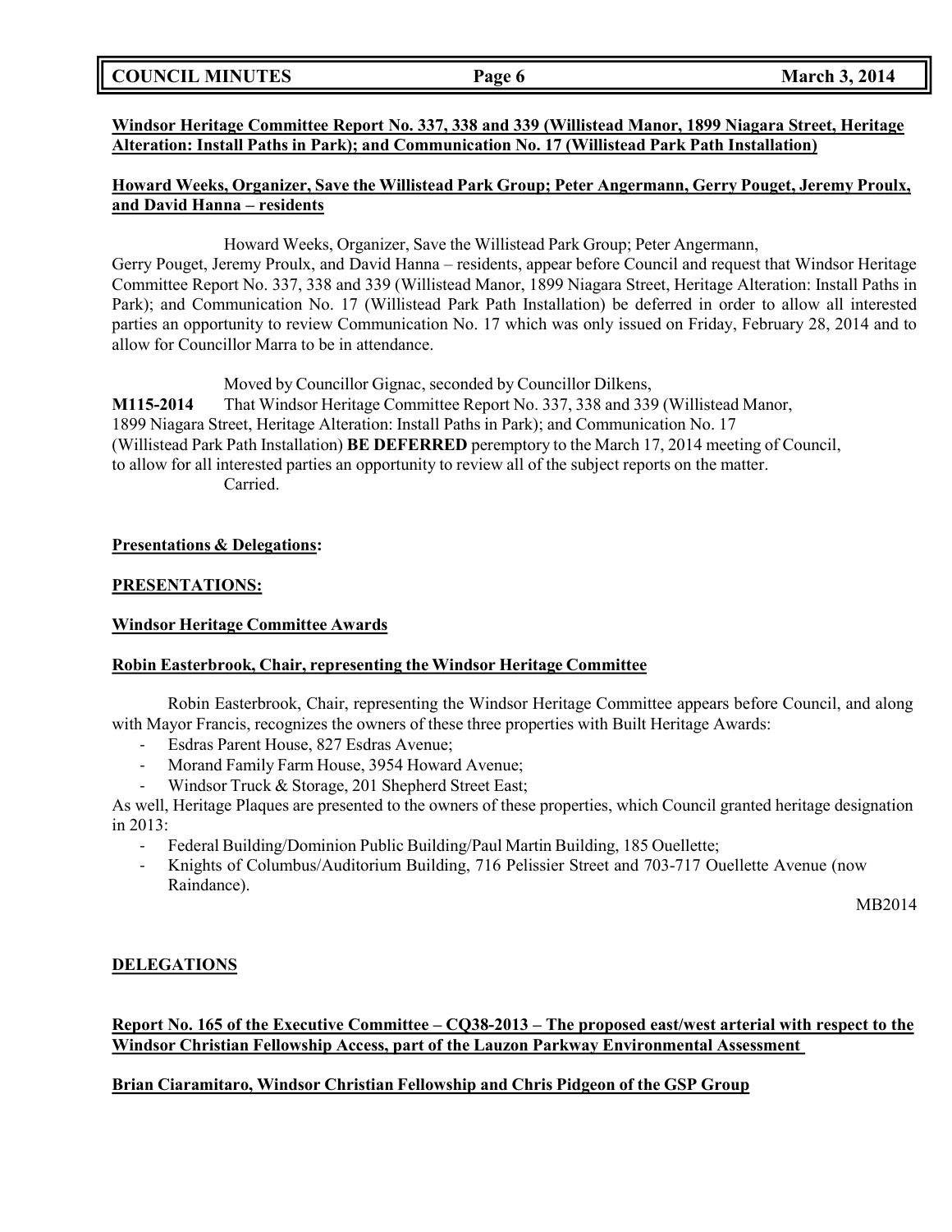**Windsor Heritage Committee Report No. 337, 338 and 339 (Willistead Manor, 1899 Niagara Street, Heritage Alteration: Install Paths in Park); and Communication No. 17 (Willistead Park Path Installation)**

**Howard Weeks, Organizer, Save the Willistead Park Group; Peter Angermann, Gerry Pouget, Jeremy Proulx, and David Hanna – residents**

Howard Weeks, Organizer, Save the Willistead Park Group; Peter Angermann, Gerry Pouget, Jeremy Proulx, and David Hanna – residents, appear before Council and request that Windsor Heritage Committee Report No. 337, 338 and 339 (Willistead Manor, 1899 Niagara Street, Heritage Alteration: Install Paths in Park); and Communication No. 17 (Willistead Park Path Installation) be deferred in order to allow all interested parties an opportunity to review Communication No. 17 which was only issued on Friday, February 28, 2014 and to allow for Councillor Marra to be in attendance.

Moved by Councillor Gignac, seconded by Councillor Dilkens,

**M115-2014** That Windsor Heritage Committee Report No. 337, 338 and 339 (Willistead Manor, 1899 Niagara Street, Heritage Alteration: Install Paths in Park); and Communication No. 17 (Willistead Park Path Installation) **BE DEFERRED** peremptory to the March 17, 2014 meeting of Council, to allow for all interested parties an opportunity to review all of the subject reports on the matter.

Carried.

**Presentations & Delegations:**

**PRESENTATIONS:**

**Windsor Heritage Committee Awards**

**Robin Easterbrook, Chair, representing the Windsor Heritage Committee**

Robin Easterbrook, Chair, representing the Windsor Heritage Committee appears before Council, and along with Mayor Francis, recognizes the owners of these three properties with Built Heritage Awards:

- Esdras Parent House, 827 Esdras Avenue;
- Morand Family Farm House, 3954 Howard Avenue;
- Windsor Truck & Storage, 201 Shepherd Street East;

As well, Heritage Plaques are presented to the owners of these properties, which Council granted heritage designation in 2013:

- Federal Building/Dominion Public Building/Paul Martin Building, 185 Ouellette;
- Knights of Columbus/Auditorium Building, 716 Pelissier Street and 703-717 Ouellette Avenue (now Raindance).

MB2014

**DELEGATIONS**

**Report No. 165 of the Executive Committee – CQ38-2013 – The proposed east/west arterial with respect to the Windsor Christian Fellowship Access, part of the Lauzon Parkway Environmental Assessment**

**Brian Ciaramitaro, Windsor Christian Fellowship and Chris Pidgeon of the GSP Group**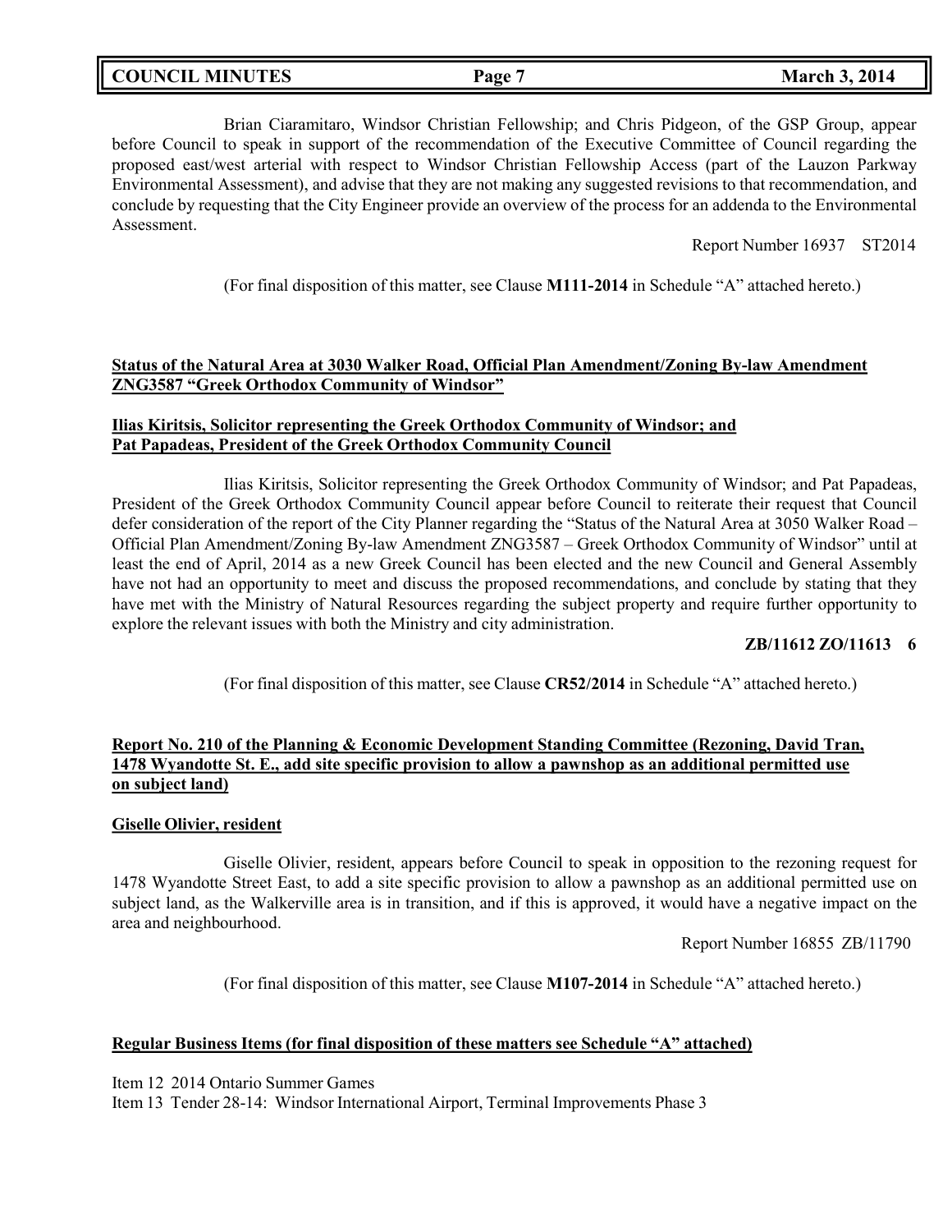Brian Ciaramitaro, Windsor Christian Fellowship; and Chris Pidgeon, of the GSP Group, appear before Council to speak in support of the recommendation of the Executive Committee of Council regarding the proposed east/west arterial with respect to Windsor Christian Fellowship Access (part of the Lauzon Parkway Environmental Assessment), and advise that they are not making any suggested revisions to that recommendation, and conclude by requesting that the City Engineer provide an overview of the process for an addenda to the Environmental Assessment.

Report Number 16937 ST2014

(For final disposition of this matter, see Clause **M111-2014** in Schedule "A" attached hereto.)

**Status of the Natural Area at 3030 Walker Road, Official Plan Amendment/Zoning By-law Amendment ZNG3587 "Greek Orthodox Community of Windsor"**

**Ilias Kiritsis, Solicitor representing the Greek Orthodox Community of Windsor; and Pat Papadeas, President of the Greek Orthodox Community Council**

Ilias Kiritsis, Solicitor representing the Greek Orthodox Community of Windsor; and Pat Papadeas, President of the Greek Orthodox Community Council appear before Council to reiterate their request that Council defer consideration of the report of the City Planner regarding the "Status of the Natural Area at 3050 Walker Road – Official Plan Amendment/Zoning By-law Amendment ZNG3587 – Greek Orthodox Community of Windsor" until at least the end of April, 2014 as a new Greek Council has been elected and the new Council and General Assembly have not had an opportunity to meet and discuss the proposed recommendations, and conclude by stating that they have met with the Ministry of Natural Resources regarding the subject property and require further opportunity to explore the relevant issues with both the Ministry and city administration.

**ZB/11612 ZO/11613 6**

(For final disposition of this matter, see Clause **CR52/2014** in Schedule "A" attached hereto.)

**Report No. 210 of the Planning & Economic Development Standing Committee (Rezoning, David Tran, 1478 Wyandotte St. E., add site specific provision to allow a pawnshop as an additional permitted use on subject land)**

**Giselle Olivier, resident**

Giselle Olivier, resident, appears before Council to speak in opposition to the rezoning request for 1478 Wyandotte Street East, to add a site specific provision to allow a pawnshop as an additional permitted use on subject land, as the Walkerville area is in transition, and if this is approved, it would have a negative impact on the area and neighbourhood.

Report Number 16855 ZB/11790

(For final disposition of this matter, see Clause **M107-2014** in Schedule "A" attached hereto.)

**Regular Business Items (for final disposition of these matters see Schedule "A" attached)**

Item 12 2014 Ontario Summer Games
Item 13 Tender 28-14: Windsor International Airport, Terminal Improvements Phase 3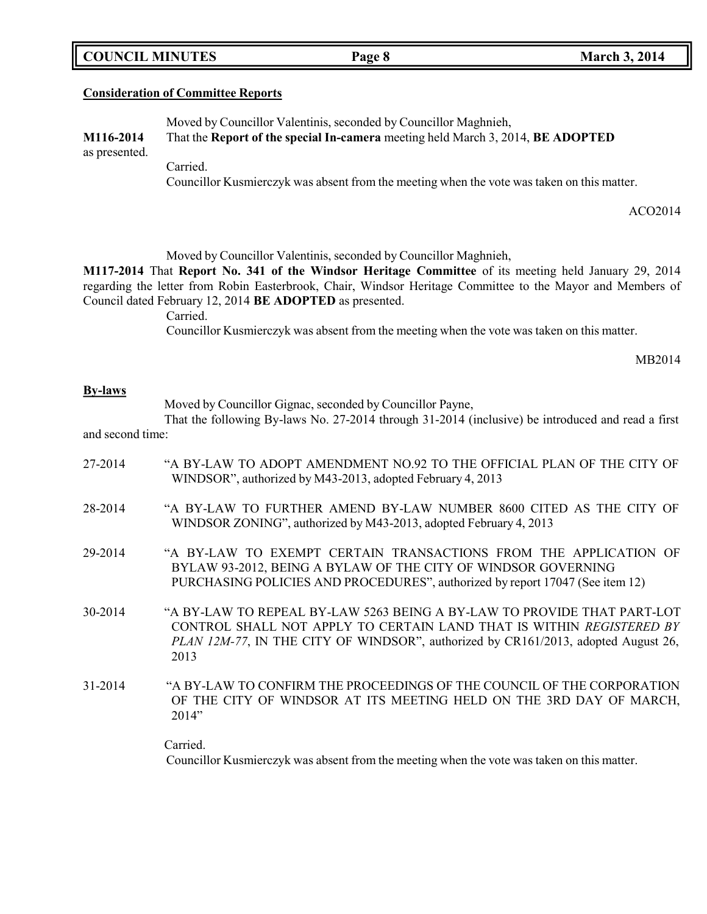**Consideration of Committee Reports**

Moved by Councillor Valentinis, seconded by Councillor Maghnieh,

**M116-2014** That the **Report of the special In-camera** meeting held March 3, 2014, **BE ADOPTED** as presented.

Carried.

Councillor Kusmierczyk was absent from the meeting when the vote was taken on this matter.

ACO2014

Moved by Councillor Valentinis, seconded by Councillor Maghnieh,

**M117-2014** That **Report No. 341 of the Windsor Heritage Committee** of its meeting held January 29, 2014 regarding the letter from Robin Easterbrook, Chair, Windsor Heritage Committee to the Mayor and Members of Council dated February 12, 2014 **BE ADOPTED** as presented.

Carried.

Councillor Kusmierczyk was absent from the meeting when the vote was taken on this matter.

MB2014

**By-laws**

Moved by Councillor Gignac, seconded by Councillor Payne,

That the following By-laws No. 27-2014 through 31-2014 (inclusive) be introduced and read a first and second time:

27-2014 "A BY-LAW TO ADOPT AMENDMENT NO.92 TO THE OFFICIAL PLAN OF THE CITY OF WINDSOR", authorized by M43-2013, adopted February 4, 2013

28-2014 "A BY-LAW TO FURTHER AMEND BY-LAW NUMBER 8600 CITED AS THE CITY OF WINDSOR ZONING", authorized by M43-2013, adopted February 4, 2013

29-2014 "A BY-LAW TO EXEMPT CERTAIN TRANSACTIONS FROM THE APPLICATION OF BYLAW 93-2012, BEING A BYLAW OF THE CITY OF WINDSOR GOVERNING PURCHASING POLICIES AND PROCEDURES", authorized by report 17047 (See item 12)

30-2014 "A BY-LAW TO REPEAL BY-LAW 5263 BEING A BY-LAW TO PROVIDE THAT PART-LOT CONTROL SHALL NOT APPLY TO CERTAIN LAND THAT IS WITHIN *REGISTERED BY PLAN 12M-77*, IN THE CITY OF WINDSOR", authorized by CR161/2013, adopted August 26, 2013

31-2014 "A BY-LAW TO CONFIRM THE PROCEEDINGS OF THE COUNCIL OF THE CORPORATION OF THE CITY OF WINDSOR AT ITS MEETING HELD ON THE 3RD DAY OF MARCH, 2014"

Carried.

Councillor Kusmierczyk was absent from the meeting when the vote was taken on this matter.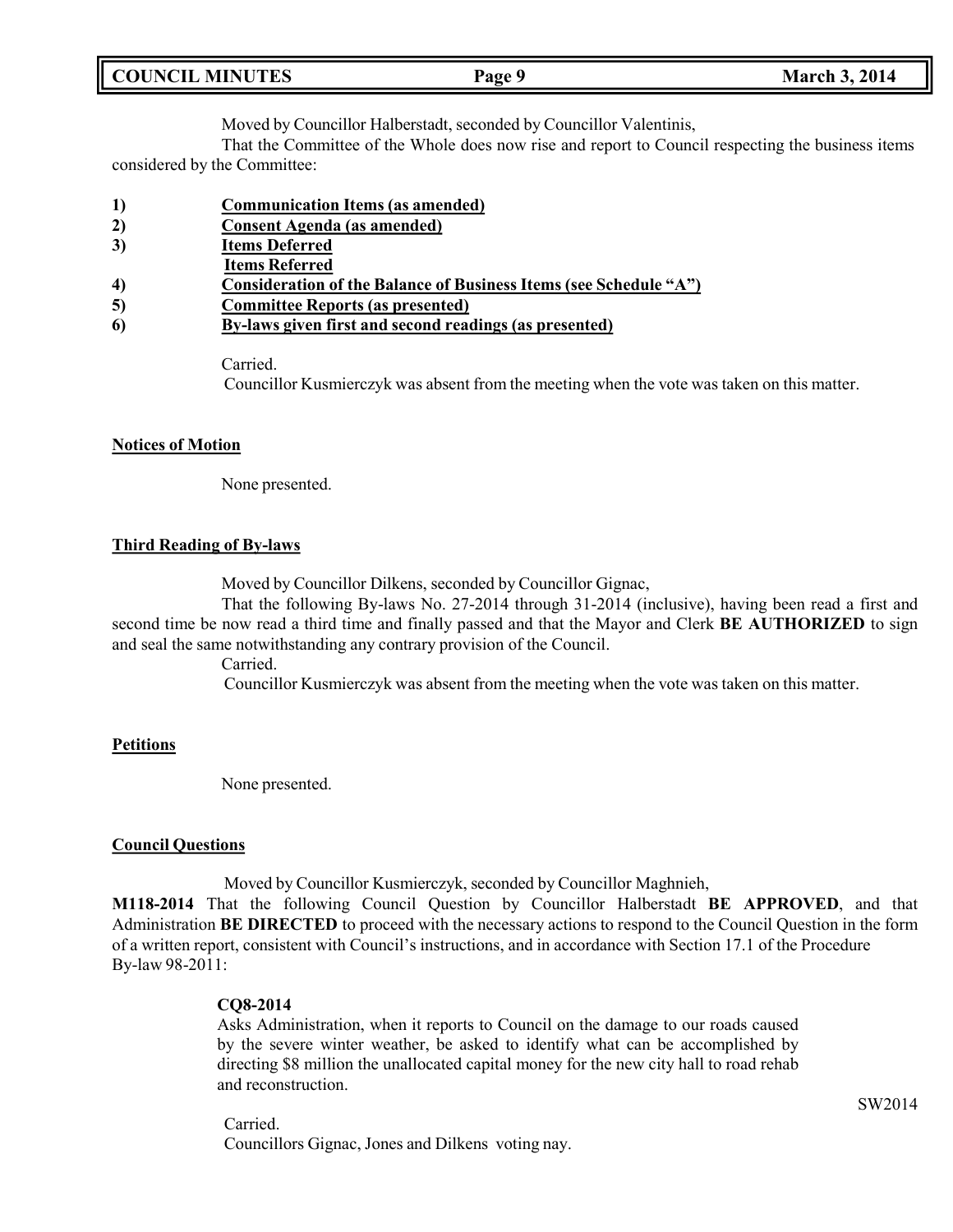Moved by Councillor Halberstadt, seconded by Councillor Valentinis,

That the Committee of the Whole does now rise and report to Council respecting the business items considered by the Committee:

1) **Communication Items (as amended)**
2) **Consent Agenda (as amended)**
3) **Items Deferred**
   **Items Referred**
4) **Consideration of the Balance of Business Items (see Schedule "A")**
5) **Committee Reports (as presented)**
6) **By-laws given first and second readings (as presented)**

Carried.

Councillor Kusmierczyk was absent from the meeting when the vote was taken on this matter.

**Notices of Motion**

None presented.

**Third Reading of By-laws**

Moved by Councillor Dilkens, seconded by Councillor Gignac,

That the following By-laws No. 27-2014 through 31-2014 (inclusive), having been read a first and second time be now read a third time and finally passed and that the Mayor and Clerk **BE AUTHORIZED** to sign and seal the same notwithstanding any contrary provision of the Council.

Carried.

Councillor Kusmierczyk was absent from the meeting when the vote was taken on this matter.

**Petitions**

None presented.

**Council Questions**

Moved by Councillor Kusmierczyk, seconded by Councillor Maghnieh,

**M118-2014** That the following Council Question by Councillor Halberstadt **BE APPROVED**, and that Administration **BE DIRECTED** to proceed with the necessary actions to respond to the Council Question in the form of a written report, consistent with Council's instructions, and in accordance with Section 17.1 of the Procedure By-law 98-2011:

**CQ8-2014**

Asks Administration, when it reports to Council on the damage to our roads caused by the severe winter weather, be asked to identify what can be accomplished by directing $8 million the unallocated capital money for the new city hall to road rehab and reconstruction.

SW2014

Carried.

Councillors Gignac, Jones and Dilkens voting nay.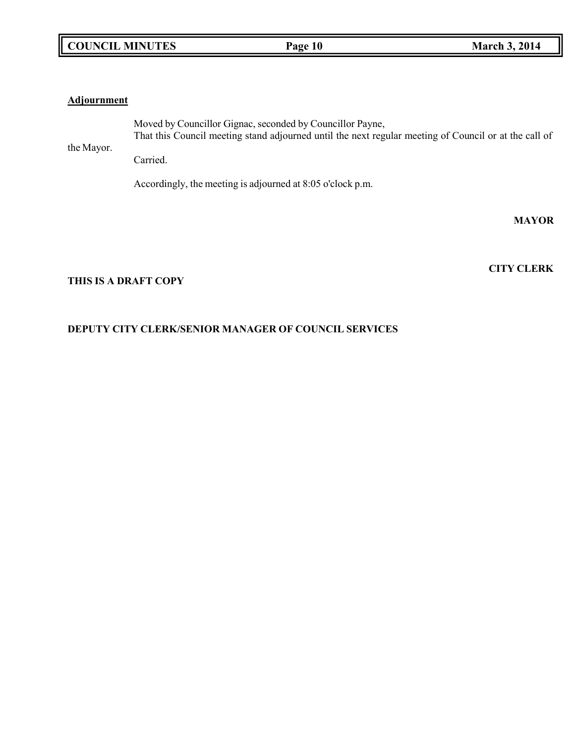**Adjournment**

Moved by Councillor Gignac, seconded by Councillor Payne,
That this Council meeting stand adjourned until the next regular meeting of Council or at the call of the Mayor.
Carried.

Accordingly, the meeting is adjourned at 8:05 o'clock p.m.

**MAYOR**

**CITY CLERK**

**THIS IS A DRAFT COPY**

**DEPUTY CITY CLERK/SENIOR MANAGER OF COUNCIL SERVICES**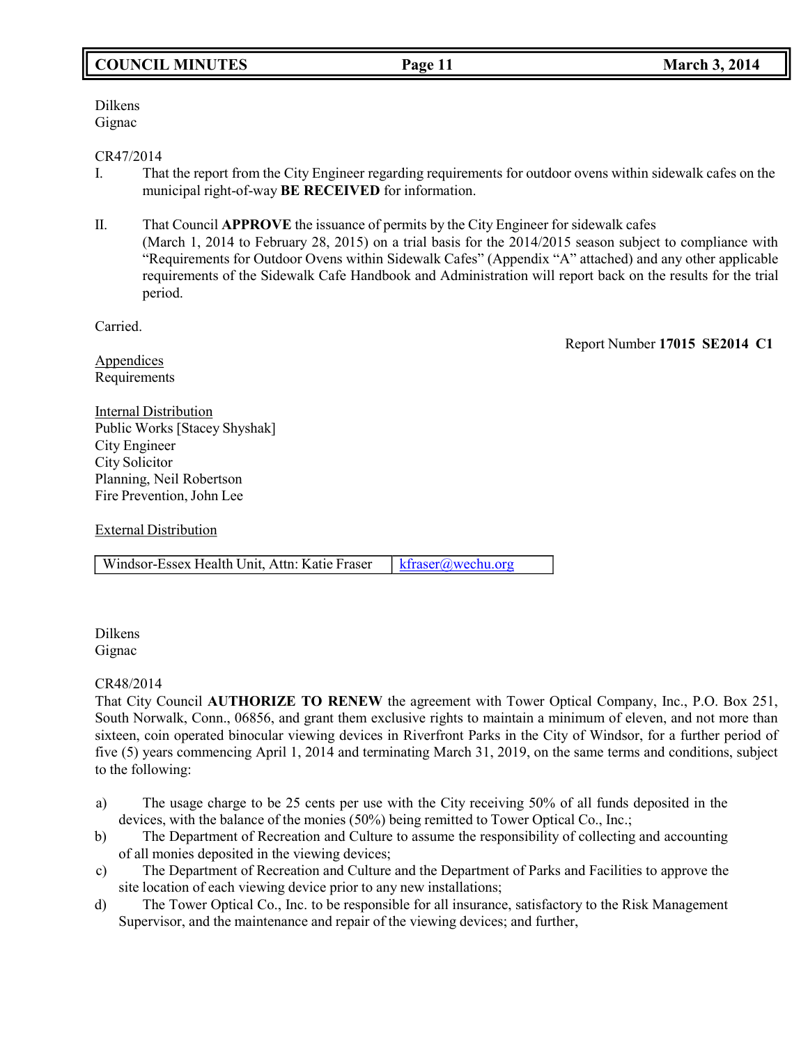Dilkens
Gignac

CR47/2014

I. That the report from the City Engineer regarding requirements for outdoor ovens within sidewalk cafes on the municipal right-of-way **BE RECEIVED** for information.

II. That Council **APPROVE** the issuance of permits by the City Engineer for sidewalk cafes (March 1, 2014 to February 28, 2015) on a trial basis for the 2014/2015 season subject to compliance with "Requirements for Outdoor Ovens within Sidewalk Cafes" (Appendix "A" attached) and any other applicable requirements of the Sidewalk Cafe Handbook and Administration will report back on the results for the trial period.

Carried.

Report Number **17015 SE2014 C1**

Appendices
Requirements

Internal Distribution
Public Works [Stacey Shyshak]
City Engineer
City Solicitor
Planning, Neil Robertson
Fire Prevention, John Lee

External Distribution

| Windsor-Essex Health Unit, Attn: Katie Fraser | kfraser@wechu.org |
|---|---|

Dilkens
Gignac

CR48/2014

That City Council **AUTHORIZE TO RENEW** the agreement with Tower Optical Company, Inc., P.O. Box 251, South Norwalk, Conn., 06856, and grant them exclusive rights to maintain a minimum of eleven, and not more than sixteen, coin operated binocular viewing devices in Riverfront Parks in the City of Windsor, for a further period of five (5) years commencing April 1, 2014 and terminating March 31, 2019, on the same terms and conditions, subject to the following:

a) The usage charge to be 25 cents per use with the City receiving 50% of all funds deposited in the devices, with the balance of the monies (50%) being remitted to Tower Optical Co., Inc.;
b) The Department of Recreation and Culture to assume the responsibility of collecting and accounting of all monies deposited in the viewing devices;
c) The Department of Recreation and Culture and the Department of Parks and Facilities to approve the site location of each viewing device prior to any new installations;
d) The Tower Optical Co., Inc. to be responsible for all insurance, satisfactory to the Risk Management Supervisor, and the maintenance and repair of the viewing devices; and further,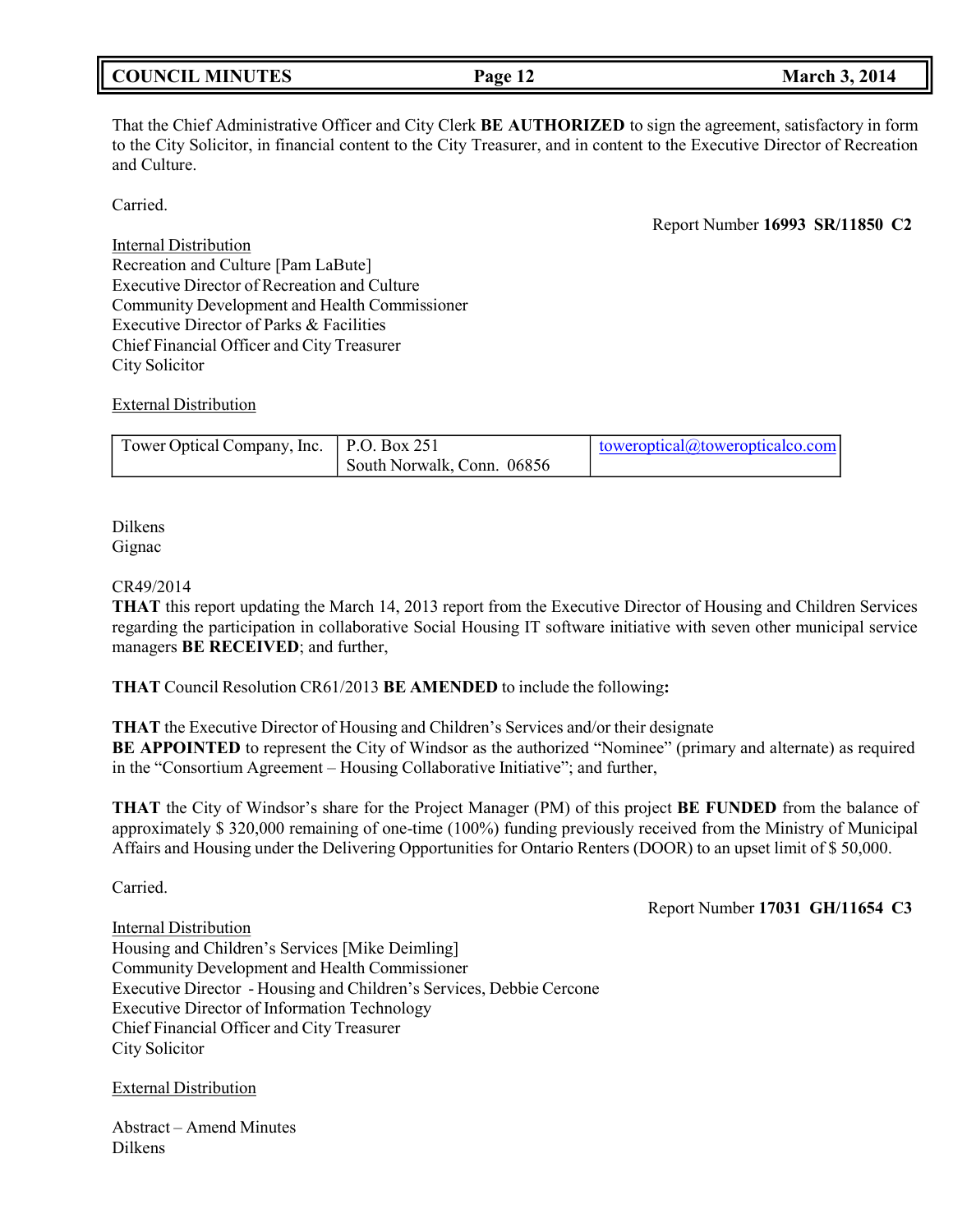That the Chief Administrative Officer and City Clerk **BE AUTHORIZED** to sign the agreement, satisfactory in form to the City Solicitor, in financial content to the City Treasurer, and in content to the Executive Director of Recreation and Culture.

Carried.

Report Number **16993 SR/11850 C2**

<u>Internal Distribution</u>
Recreation and Culture [Pam LaBute]
Executive Director of Recreation and Culture
Community Development and Health Commissioner
Executive Director of Parks & Facilities
Chief Financial Officer and City Treasurer
City Solicitor

<u>External Distribution</u>

| Tower Optical Company, Inc. | P.O. Box 251<br>South Norwalk, Conn. 06856 | toweroptical@toweropticalco.com |
|---|---|---|

Dilkens
Gignac

CR49/2014
**THAT** this report updating the March 14, 2013 report from the Executive Director of Housing and Children Services regarding the participation in collaborative Social Housing IT software initiative with seven other municipal service managers **BE RECEIVED**; and further,

**THAT** Council Resolution CR61/2013 **BE AMENDED** to include the following**:**

**THAT** the Executive Director of Housing and Children's Services and/or their designate
**BE APPOINTED** to represent the City of Windsor as the authorized "Nominee" (primary and alternate) as required in the "Consortium Agreement – Housing Collaborative Initiative"; and further,

**THAT** the City of Windsor's share for the Project Manager (PM) of this project **BE FUNDED** from the balance of approximately $ 320,000 remaining of one-time (100%) funding previously received from the Ministry of Municipal Affairs and Housing under the Delivering Opportunities for Ontario Renters (DOOR) to an upset limit of $ 50,000.

Carried.

Report Number **17031 GH/11654 C3**

<u>Internal Distribution</u>
Housing and Children's Services [Mike Deimling]
Community Development and Health Commissioner
Executive Director - Housing and Children's Services, Debbie Cercone
Executive Director of Information Technology
Chief Financial Officer and City Treasurer
City Solicitor

<u>External Distribution</u>

Abstract – Amend Minutes
Dilkens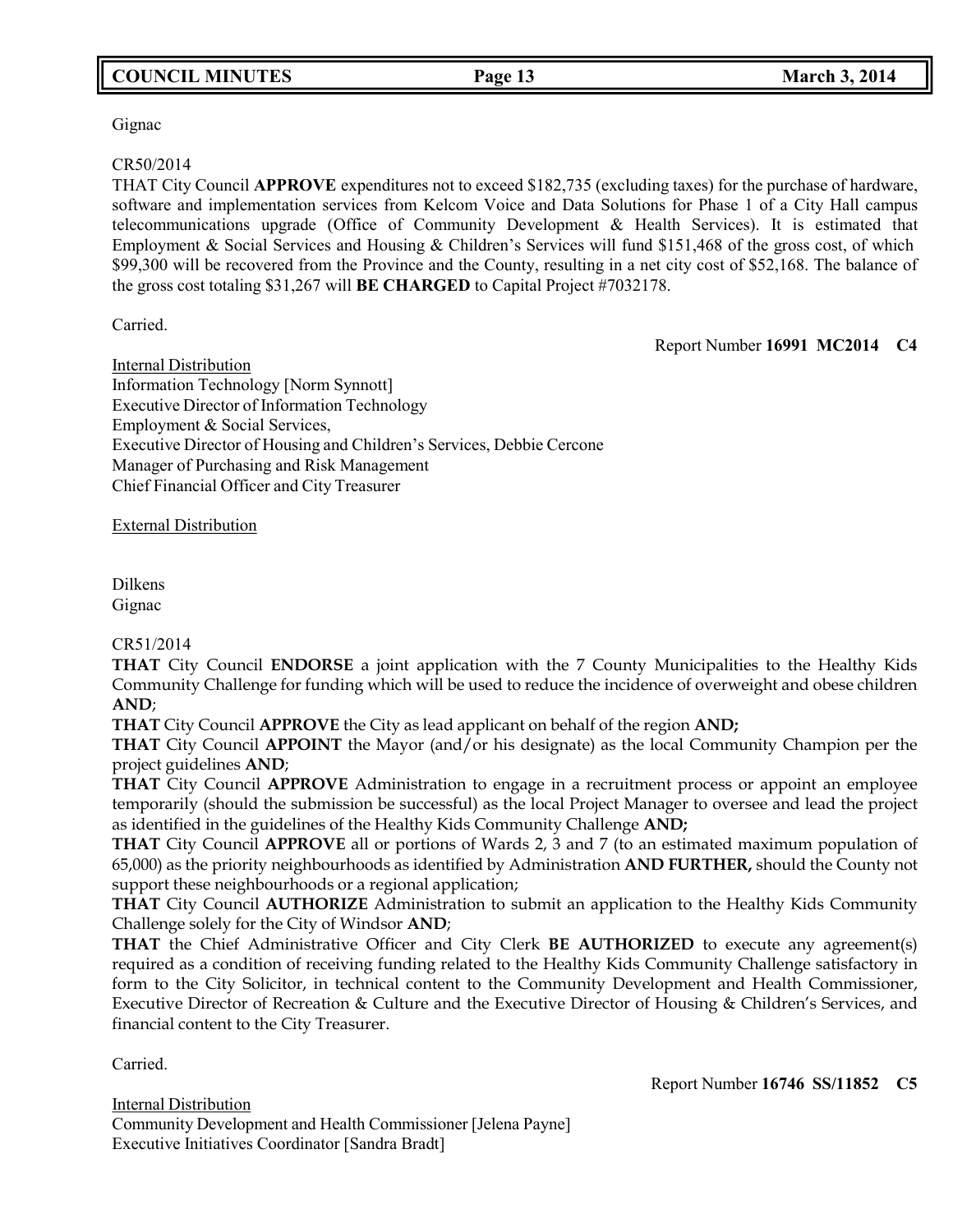Gignac

CR50/2014

THAT City Council **APPROVE** expenditures not to exceed $182,735 (excluding taxes) for the purchase of hardware, software and implementation services from Kelcom Voice and Data Solutions for Phase 1 of a City Hall campus telecommunications upgrade (Office of Community Development & Health Services). It is estimated that Employment & Social Services and Housing & Children's Services will fund $151,468 of the gross cost, of which $99,300 will be recovered from the Province and the County, resulting in a net city cost of $52,168. The balance of the gross cost totaling $31,267 will **BE CHARGED** to Capital Project #7032178.

Carried.

Report Number **16991 MC2014 C4**

Internal Distribution
Information Technology [Norm Synnott]
Executive Director of Information Technology
Employment & Social Services,
Executive Director of Housing and Children's Services, Debbie Cercone
Manager of Purchasing and Risk Management
Chief Financial Officer and City Treasurer

External Distribution

Dilkens
Gignac

CR51/2014

**THAT** City Council **ENDORSE** a joint application with the 7 County Municipalities to the Healthy Kids Community Challenge for funding which will be used to reduce the incidence of overweight and obese children **AND**;

**THAT** City Council **APPROVE** the City as lead applicant on behalf of the region **AND;**

**THAT** City Council **APPOINT** the Mayor (and/or his designate) as the local Community Champion per the project guidelines **AND**;

**THAT** City Council **APPROVE** Administration to engage in a recruitment process or appoint an employee temporarily (should the submission be successful) as the local Project Manager to oversee and lead the project as identified in the guidelines of the Healthy Kids Community Challenge **AND;**

**THAT** City Council **APPROVE** all or portions of Wards 2, 3 and 7 (to an estimated maximum population of 65,000) as the priority neighbourhoods as identified by Administration **AND FURTHER,** should the County not support these neighbourhoods or a regional application;

**THAT** City Council **AUTHORIZE** Administration to submit an application to the Healthy Kids Community Challenge solely for the City of Windsor **AND**;

**THAT** the Chief Administrative Officer and City Clerk **BE AUTHORIZED** to execute any agreement(s) required as a condition of receiving funding related to the Healthy Kids Community Challenge satisfactory in form to the City Solicitor, in technical content to the Community Development and Health Commissioner, Executive Director of Recreation & Culture and the Executive Director of Housing & Children's Services, and financial content to the City Treasurer.

Carried.

Report Number **16746 SS/11852 C5**

Internal Distribution
Community Development and Health Commissioner [Jelena Payne]
Executive Initiatives Coordinator [Sandra Bradt]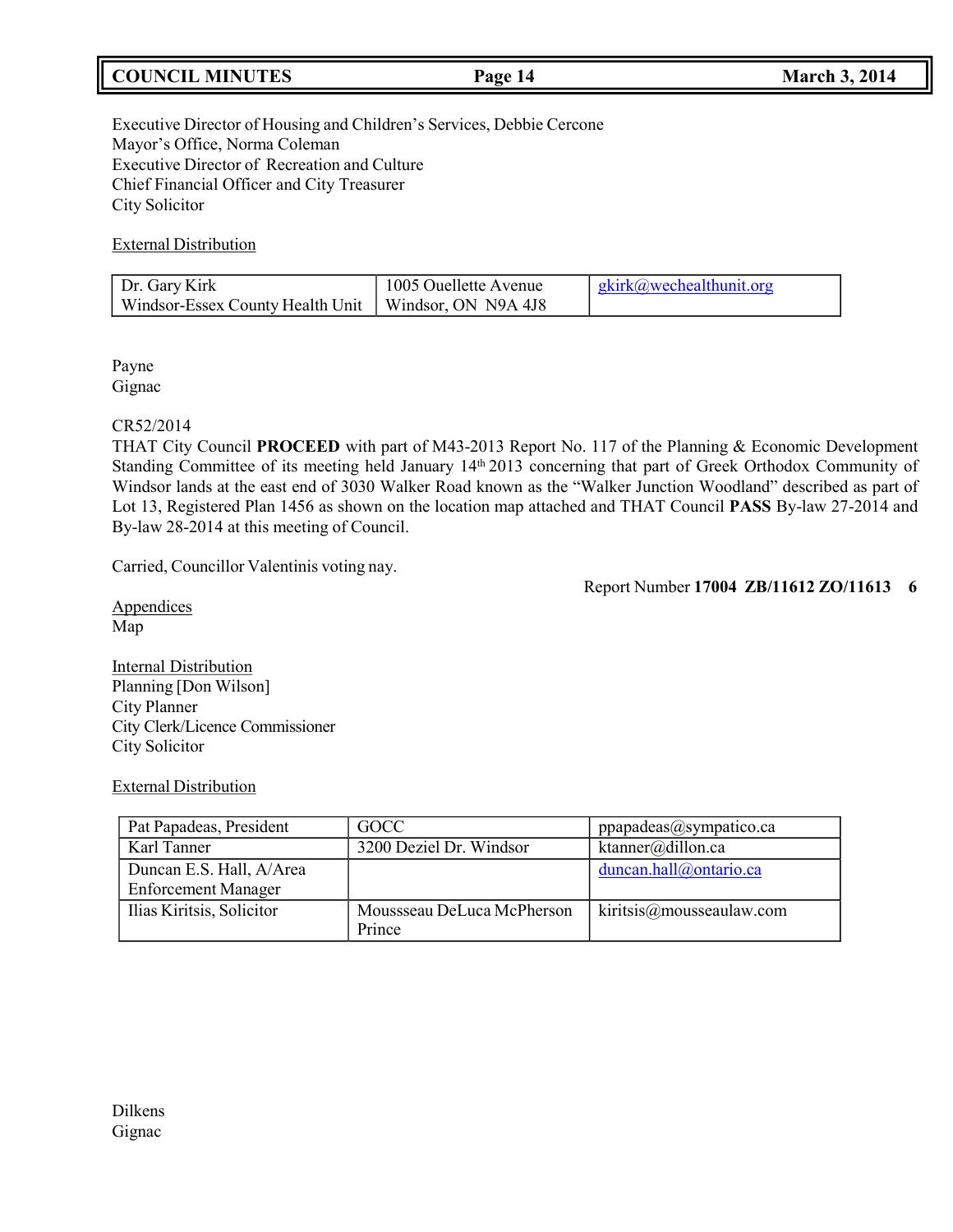Executive Director of Housing and Children's Services, Debbie Cercone
Mayor's Office, Norma Coleman
Executive Director of Recreation and Culture
Chief Financial Officer and City Treasurer
City Solicitor

External Distribution

| Dr. Gary Kirk<br>Windsor-Essex County Health Unit | 1005 Ouellette Avenue<br>Windsor, ON N9A 4J8 | gkirk@wechealthunit.org |
|---|---|---|

Payne
Gignac

CR52/2014
THAT City Council **PROCEED** with part of M43-2013 Report No. 117 of the Planning & Economic Development Standing Committee of its meeting held January 14th 2013 concerning that part of Greek Orthodox Community of Windsor lands at the east end of 3030 Walker Road known as the "Walker Junction Woodland" described as part of Lot 13, Registered Plan 1456 as shown on the location map attached and THAT Council **PASS** By-law 27-2014 and By-law 28-2014 at this meeting of Council.

Carried, Councillor Valentinis voting nay.

Report Number **17004 ZB/11612 ZO/11613 6**

Appendices
Map

Internal Distribution
Planning [Don Wilson]
City Planner
City Clerk/Licence Commissioner
City Solicitor

External Distribution

| Pat Papadeas, President | GOCC | ppapadeas@sympatico.ca |
|---|---|---|
| Karl Tanner | 3200 Deziel Dr. Windsor | ktanner@dillon.ca |
| Duncan E.S. Hall, A/Area Enforcement Manager | | duncan.hall@ontario.ca |
| Ilias Kiritsis, Solicitor | Moussseau DeLuca McPherson Prince | kiritsis@mousseaulaw.com |

Dilkens
Gignac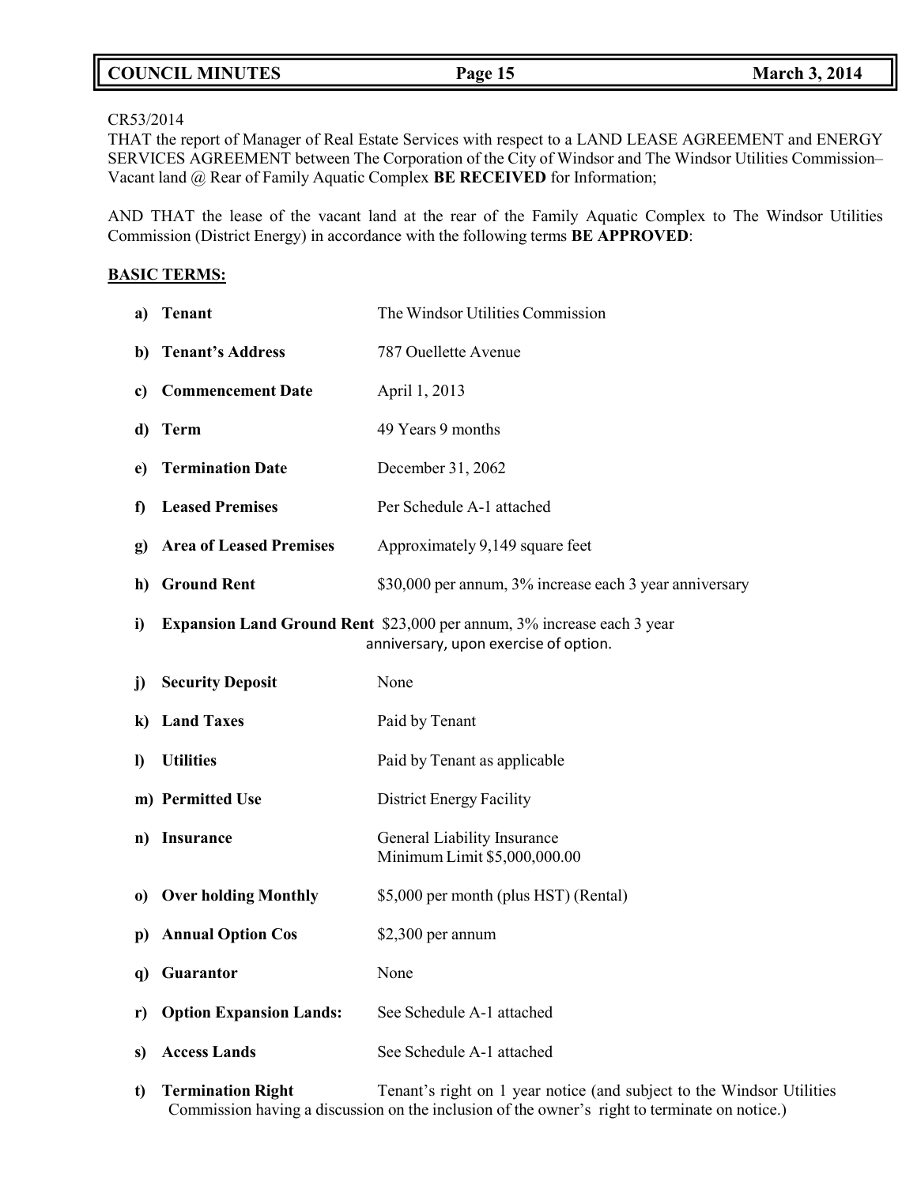CR53/2014
THAT the report of Manager of Real Estate Services with respect to a LAND LEASE AGREEMENT and ENERGY SERVICES AGREEMENT between The Corporation of the City of Windsor and The Windsor Utilities Commission– Vacant land @ Rear of Family Aquatic Complex **BE RECEIVED** for Information;

AND THAT the lease of the vacant land at the rear of the Family Aquatic Complex to The Windsor Utilities Commission (District Energy) in accordance with the following terms **BE APPROVED**:

**BASIC TERMS:**

a) **Tenant** — The Windsor Utilities Commission

b) **Tenant's Address** — 787 Ouellette Avenue

c) **Commencement Date** — April 1, 2013

d) **Term** — 49 Years 9 months

e) **Termination Date** — December 31, 2062

f) **Leased Premises** — Per Schedule A-1 attached

g) **Area of Leased Premises** — Approximately 9,149 square feet

h) **Ground Rent** — $30,000 per annum, 3% increase each 3 year anniversary

i) **Expansion Land Ground Rent** — $23,000 per annum, 3% increase each 3 year anniversary, upon exercise of option.

j) **Security Deposit** — None

k) **Land Taxes** — Paid by Tenant

l) **Utilities** — Paid by Tenant as applicable

m) **Permitted Use** — District Energy Facility

n) **Insurance** — General Liability Insurance Minimum Limit $5,000,000.00

o) **Over holding Monthly** — $5,000 per month (plus HST) (Rental)

p) **Annual Option Cos** — $2,300 per annum

q) **Guarantor** — None

r) **Option Expansion Lands:** — See Schedule A-1 attached

s) **Access Lands** — See Schedule A-1 attached

t) **Termination Right** — Tenant's right on 1 year notice (and subject to the Windsor Utilities Commission having a discussion on the inclusion of the owner's right to terminate on notice.)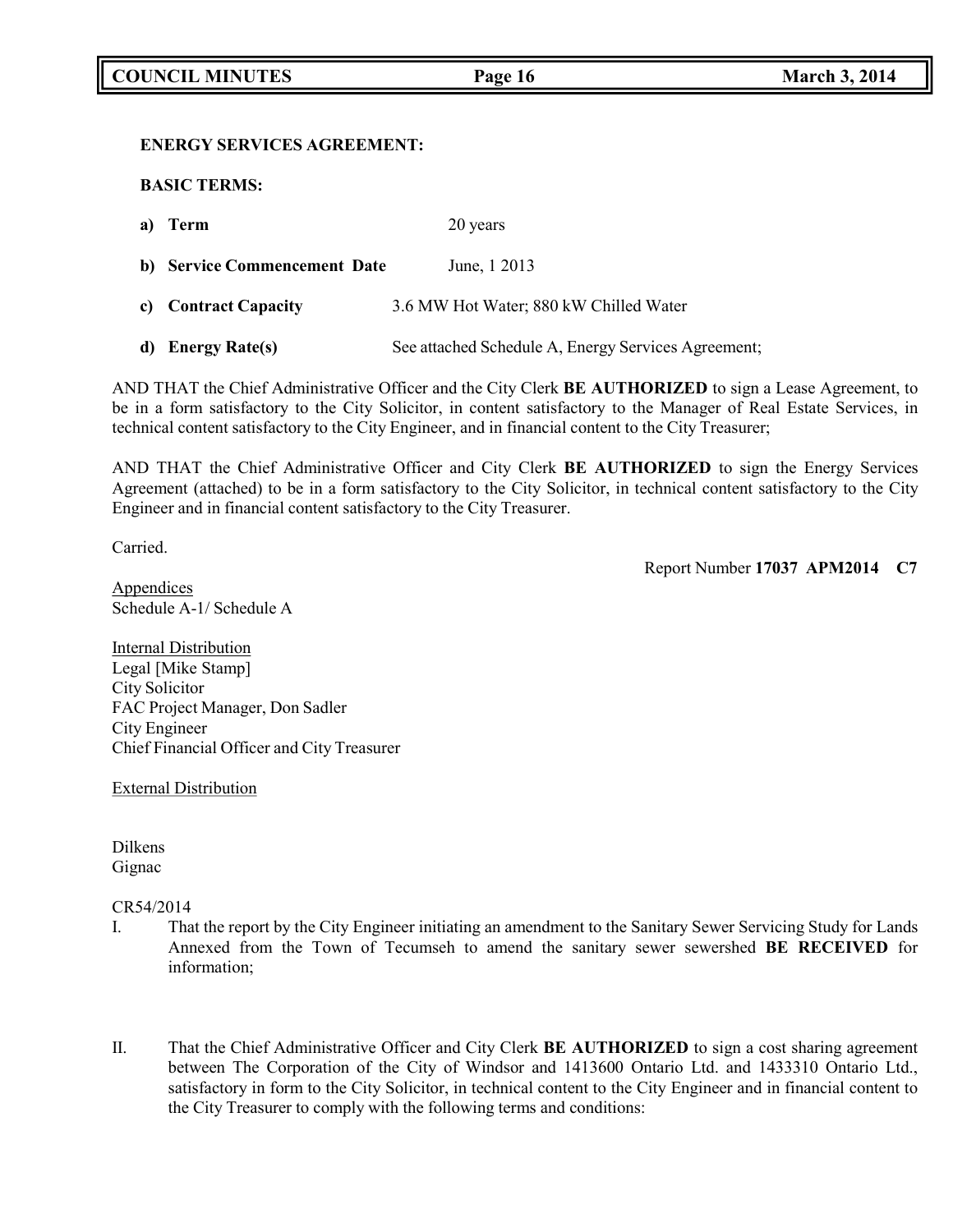**ENERGY SERVICES AGREEMENT:**

**BASIC TERMS:**

| | | |
|---|---|---|
| **a)** | **Term** | 20 years |
| **b)** | **Service Commencement Date** | June, 1 2013 |
| **c)** | **Contract Capacity** | 3.6 MW Hot Water; 880 kW Chilled Water |
| **d)** | **Energy Rate(s)** | See attached Schedule A, Energy Services Agreement; |

AND THAT the Chief Administrative Officer and the City Clerk **BE AUTHORIZED** to sign a Lease Agreement, to be in a form satisfactory to the City Solicitor, in content satisfactory to the Manager of Real Estate Services, in technical content satisfactory to the City Engineer, and in financial content to the City Treasurer;

AND THAT the Chief Administrative Officer and City Clerk **BE AUTHORIZED** to sign the Energy Services Agreement (attached) to be in a form satisfactory to the City Solicitor, in technical content satisfactory to the City Engineer and in financial content satisfactory to the City Treasurer.

Carried.

Report Number **17037 APM2014 C7**

Appendices
Schedule A-1/ Schedule A

Internal Distribution
Legal [Mike Stamp]
City Solicitor
FAC Project Manager, Don Sadler
City Engineer
Chief Financial Officer and City Treasurer

External Distribution

Dilkens
Gignac

CR54/2014

I. That the report by the City Engineer initiating an amendment to the Sanitary Sewer Servicing Study for Lands Annexed from the Town of Tecumseh to amend the sanitary sewer sewershed **BE RECEIVED** for information;

II. That the Chief Administrative Officer and City Clerk **BE AUTHORIZED** to sign a cost sharing agreement between The Corporation of the City of Windsor and 1413600 Ontario Ltd. and 1433310 Ontario Ltd., satisfactory in form to the City Solicitor, in technical content to the City Engineer and in financial content to the City Treasurer to comply with the following terms and conditions: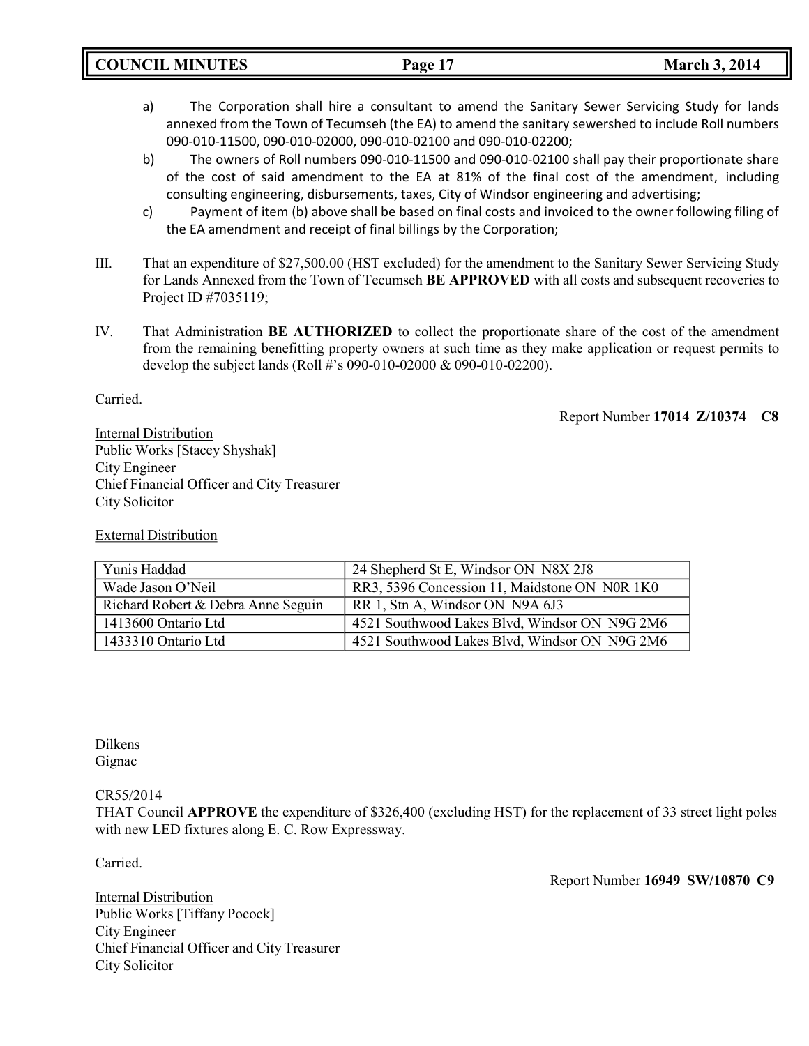a) The Corporation shall hire a consultant to amend the Sanitary Sewer Servicing Study for lands annexed from the Town of Tecumseh (the EA) to amend the sanitary sewershed to include Roll numbers 090-010-11500, 090-010-02000, 090-010-02100 and 090-010-02200;

b) The owners of Roll numbers 090-010-11500 and 090-010-02100 shall pay their proportionate share of the cost of said amendment to the EA at 81% of the final cost of the amendment, including consulting engineering, disbursements, taxes, City of Windsor engineering and advertising;

c) Payment of item (b) above shall be based on final costs and invoiced to the owner following filing of the EA amendment and receipt of final billings by the Corporation;

III. That an expenditure of $27,500.00 (HST excluded) for the amendment to the Sanitary Sewer Servicing Study for Lands Annexed from the Town of Tecumseh **BE APPROVED** with all costs and subsequent recoveries to Project ID #7035119;

IV. That Administration **BE AUTHORIZED** to collect the proportionate share of the cost of the amendment from the remaining benefitting property owners at such time as they make application or request permits to develop the subject lands (Roll #'s 090-010-02000 & 090-010-02200).

Carried.

Report Number **17014 Z/10374 C8**

Internal Distribution
Public Works [Stacey Shyshak]
City Engineer
Chief Financial Officer and City Treasurer
City Solicitor

External Distribution

| | |
|---|---|
| Yunis Haddad | 24 Shepherd St E, Windsor ON N8X 2J8 |
| Wade Jason O'Neil | RR3, 5396 Concession 11, Maidstone ON N0R 1K0 |
| Richard Robert & Debra Anne Seguin | RR 1, Stn A, Windsor ON N9A 6J3 |
| 1413600 Ontario Ltd | 4521 Southwood Lakes Blvd, Windsor ON N9G 2M6 |
| 1433310 Ontario Ltd | 4521 Southwood Lakes Blvd, Windsor ON N9G 2M6 |

Dilkens
Gignac

CR55/2014
THAT Council **APPROVE** the expenditure of $326,400 (excluding HST) for the replacement of 33 street light poles with new LED fixtures along E. C. Row Expressway.

Carried.

Report Number **16949 SW/10870 C9**

Internal Distribution
Public Works [Tiffany Pocock]
City Engineer
Chief Financial Officer and City Treasurer
City Solicitor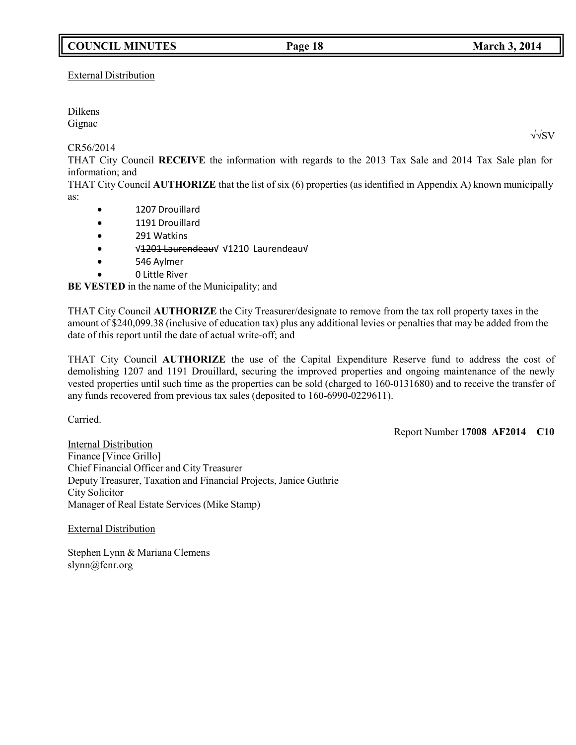External Distribution

Dilkens
Gignac

√√SV

CR56/2014
THAT City Council **RECEIVE** the information with regards to the 2013 Tax Sale and 2014 Tax Sale plan for information; and
THAT City Council **AUTHORIZE** that the list of six (6) properties (as identified in Appendix A) known municipally as:

- 1207 Drouillard
- 1191 Drouillard
- 291 Watkins
- √~~1201 Laurendeau~~√ √1210 Laurendeau√
- 546 Aylmer
- 0 Little River

**BE VESTED** in the name of the Municipality; and

THAT City Council **AUTHORIZE** the City Treasurer/designate to remove from the tax roll property taxes in the amount of $240,099.38 (inclusive of education tax) plus any additional levies or penalties that may be added from the date of this report until the date of actual write-off; and

THAT City Council **AUTHORIZE** the use of the Capital Expenditure Reserve fund to address the cost of demolishing 1207 and 1191 Drouillard, securing the improved properties and ongoing maintenance of the newly vested properties until such time as the properties can be sold (charged to 160-0131680) and to receive the transfer of any funds recovered from previous tax sales (deposited to 160-6990-0229611).

Carried.

Report Number **17008 AF2014 C10**

Internal Distribution
Finance [Vince Grillo]
Chief Financial Officer and City Treasurer
Deputy Treasurer, Taxation and Financial Projects, Janice Guthrie
City Solicitor
Manager of Real Estate Services (Mike Stamp)

External Distribution

Stephen Lynn & Mariana Clemens
slynn@fcnr.org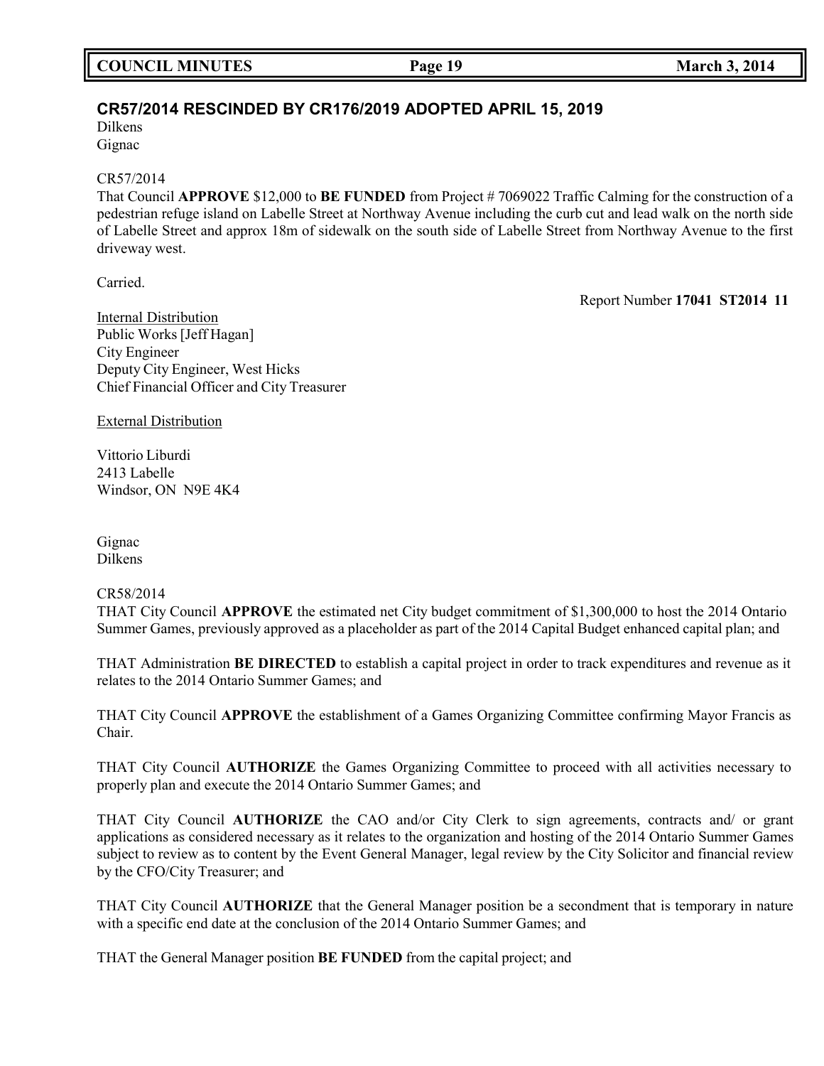## CR57/2014 RESCINDED BY CR176/2019 ADOPTED APRIL 15, 2019

Dilkens
Gignac

CR57/2014
That Council **APPROVE** $12,000 to **BE FUNDED** from Project # 7069022 Traffic Calming for the construction of a pedestrian refuge island on Labelle Street at Northway Avenue including the curb cut and lead walk on the north side of Labelle Street and approx 18m of sidewalk on the south side of Labelle Street from Northway Avenue to the first driveway west.

Carried.

Report Number **17041 ST2014 11**

Internal Distribution
Public Works [Jeff Hagan]
City Engineer
Deputy City Engineer, West Hicks
Chief Financial Officer and City Treasurer

External Distribution

Vittorio Liburdi
2413 Labelle
Windsor, ON N9E 4K4

Gignac
Dilkens

CR58/2014
THAT City Council **APPROVE** the estimated net City budget commitment of $1,300,000 to host the 2014 Ontario Summer Games, previously approved as a placeholder as part of the 2014 Capital Budget enhanced capital plan; and

THAT Administration **BE DIRECTED** to establish a capital project in order to track expenditures and revenue as it relates to the 2014 Ontario Summer Games; and

THAT City Council **APPROVE** the establishment of a Games Organizing Committee confirming Mayor Francis as Chair.

THAT City Council **AUTHORIZE** the Games Organizing Committee to proceed with all activities necessary to properly plan and execute the 2014 Ontario Summer Games; and

THAT City Council **AUTHORIZE** the CAO and/or City Clerk to sign agreements, contracts and/ or grant applications as considered necessary as it relates to the organization and hosting of the 2014 Ontario Summer Games subject to review as to content by the Event General Manager, legal review by the City Solicitor and financial review by the CFO/City Treasurer; and

THAT City Council **AUTHORIZE** that the General Manager position be a secondment that is temporary in nature with a specific end date at the conclusion of the 2014 Ontario Summer Games; and

THAT the General Manager position **BE FUNDED** from the capital project; and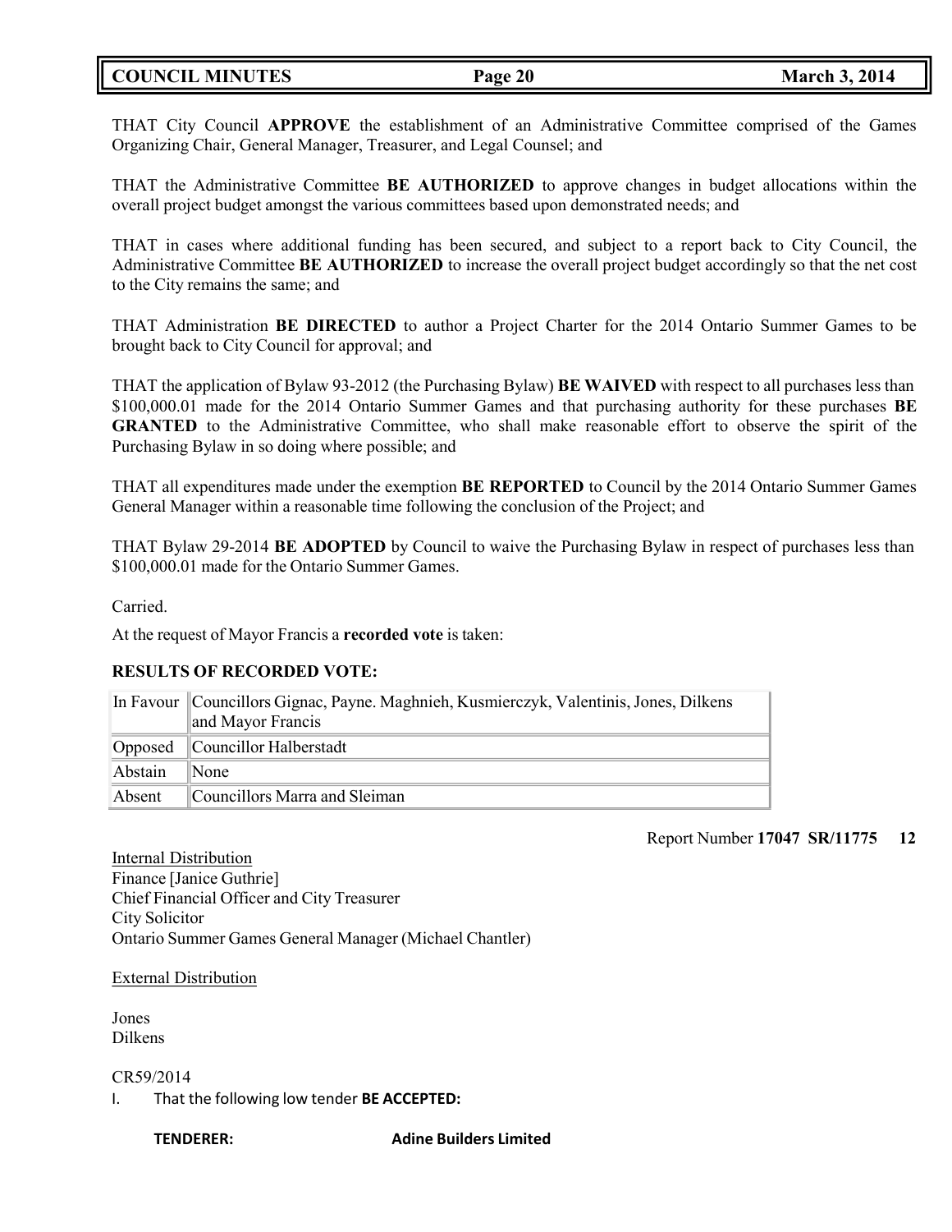THAT City Council **APPROVE** the establishment of an Administrative Committee comprised of the Games Organizing Chair, General Manager, Treasurer, and Legal Counsel; and

THAT the Administrative Committee **BE AUTHORIZED** to approve changes in budget allocations within the overall project budget amongst the various committees based upon demonstrated needs; and

THAT in cases where additional funding has been secured, and subject to a report back to City Council, the Administrative Committee **BE AUTHORIZED** to increase the overall project budget accordingly so that the net cost to the City remains the same; and

THAT Administration **BE DIRECTED** to author a Project Charter for the 2014 Ontario Summer Games to be brought back to City Council for approval; and

THAT the application of Bylaw 93-2012 (the Purchasing Bylaw) **BE WAIVED** with respect to all purchases less than $100,000.01 made for the 2014 Ontario Summer Games and that purchasing authority for these purchases **BE GRANTED** to the Administrative Committee, who shall make reasonable effort to observe the spirit of the Purchasing Bylaw in so doing where possible; and

THAT all expenditures made under the exemption **BE REPORTED** to Council by the 2014 Ontario Summer Games General Manager within a reasonable time following the conclusion of the Project; and

THAT Bylaw 29-2014 **BE ADOPTED** by Council to waive the Purchasing Bylaw in respect of purchases less than $100,000.01 made for the Ontario Summer Games.

Carried.

At the request of Mayor Francis a **recorded vote** is taken:

**RESULTS OF RECORDED VOTE:**

| | |
|---|---|
| In Favour | Councillors Gignac, Payne. Maghnieh, Kusmierczyk, Valentinis, Jones, Dilkens and Mayor Francis |
| Opposed | Councillor Halberstadt |
| Abstain | None |
| Absent | Councillors Marra and Sleiman |

Report Number **17047 SR/11775 12**

Internal Distribution
Finance [Janice Guthrie]
Chief Financial Officer and City Treasurer
City Solicitor
Ontario Summer Games General Manager (Michael Chantler)

External Distribution

Jones
Dilkens

CR59/2014

I. That the following low tender **BE ACCEPTED:**

**TENDERER:** **Adine Builders Limited**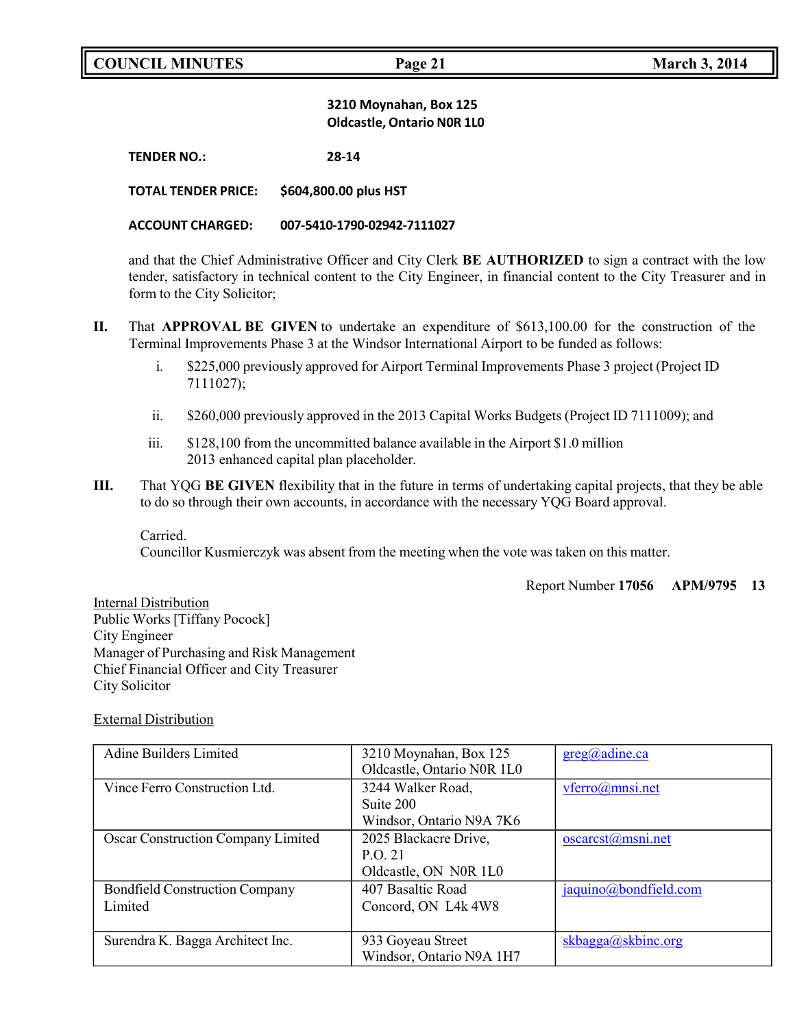**3210 Moynahan, Box 125**
**Oldcastle, Ontario N0R 1L0**

**TENDER NO.:** **28-14**

**TOTAL TENDER PRICE:** **$604,800.00 plus HST**

**ACCOUNT CHARGED:** **007-5410-1790-02942-7111027**

and that the Chief Administrative Officer and City Clerk **BE AUTHORIZED** to sign a contract with the low tender, satisfactory in technical content to the City Engineer, in financial content to the City Treasurer and in form to the City Solicitor;

**II.** That **APPROVAL BE GIVEN** to undertake an expenditure of $613,100.00 for the construction of the Terminal Improvements Phase 3 at the Windsor International Airport to be funded as follows:

i. $225,000 previously approved for Airport Terminal Improvements Phase 3 project (Project ID 7111027);

ii. $260,000 previously approved in the 2013 Capital Works Budgets (Project ID 7111009); and

iii. $128,100 from the uncommitted balance available in the Airport $1.0 million 2013 enhanced capital plan placeholder.

**III.** That YQG **BE GIVEN** flexibility that in the future in terms of undertaking capital projects, that they be able to do so through their own accounts, in accordance with the necessary YQG Board approval.

Carried.
Councillor Kusmierczyk was absent from the meeting when the vote was taken on this matter.

Report Number **17056** **APM/9795** **13**

Internal Distribution
Public Works [Tiffany Pocock]
City Engineer
Manager of Purchasing and Risk Management
Chief Financial Officer and City Treasurer
City Solicitor

External Distribution

| | | |
|---|---|---|
| Adine Builders Limited | 3210 Moynahan, Box 125<br>Oldcastle, Ontario N0R 1L0 | greg@adine.ca |
| Vince Ferro Construction Ltd. | 3244 Walker Road,<br>Suite 200<br>Windsor, Ontario N9A 7K6 | vferro@mnsi.net |
| Oscar Construction Company Limited | 2025 Blackacre Drive,<br>P.O. 21<br>Oldcastle, ON N0R 1L0 | oscarcst@msni.net |
| Bondfield Construction Company Limited | 407 Basaltic Road<br>Concord, ON L4k 4W8 | jaquino@bondfield.com |
| Surendra K. Bagga Architect Inc. | 933 Goyeau Street<br>Windsor, Ontario N9A 1H7 | skbagga@skbinc.org |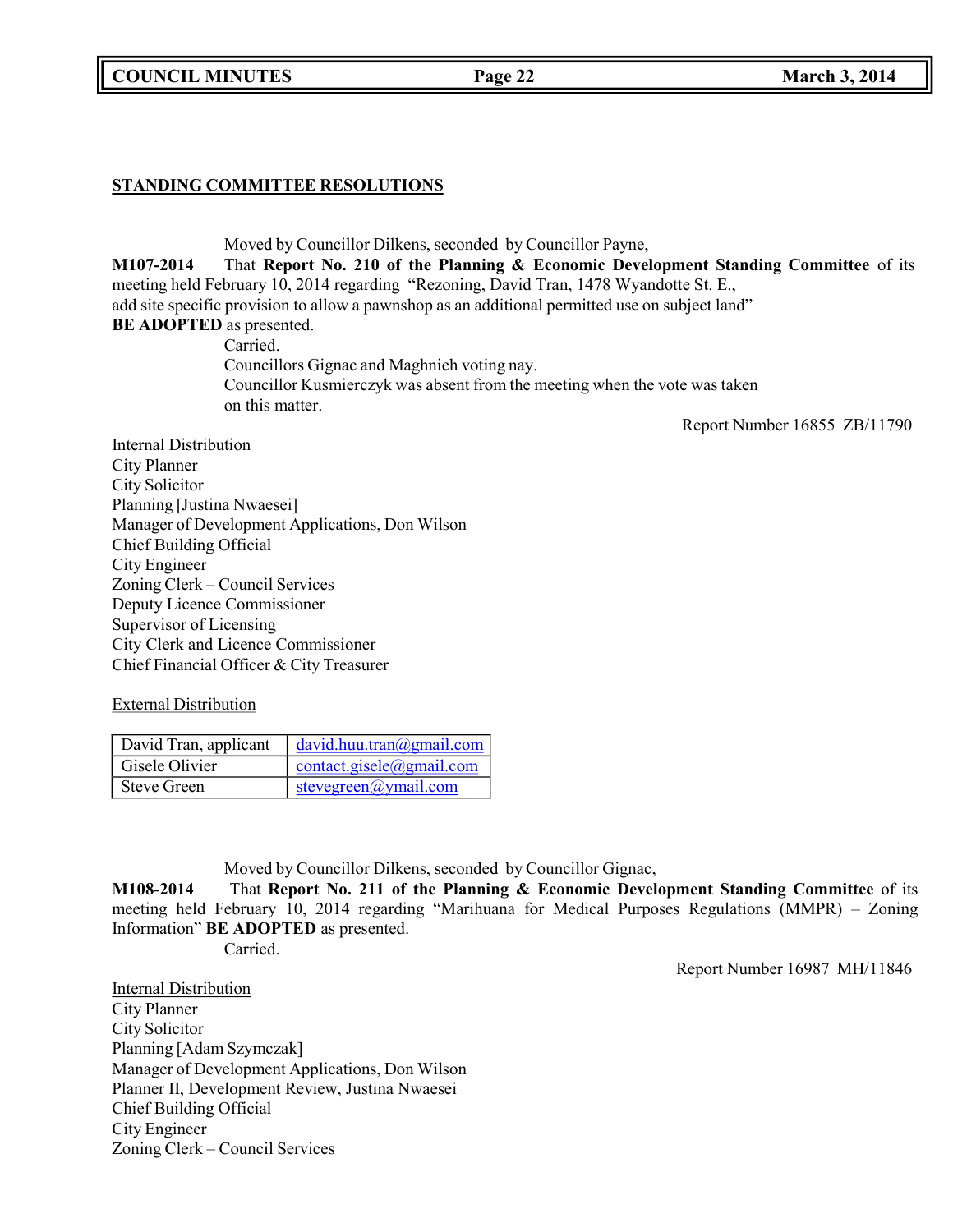## STANDING COMMITTEE RESOLUTIONS

Moved by Councillor Dilkens, seconded by Councillor Payne,

**M107-2014** That **Report No. 210 of the Planning & Economic Development Standing Committee** of its meeting held February 10, 2014 regarding "Rezoning, David Tran, 1478 Wyandotte St. E., add site specific provision to allow a pawnshop as an additional permitted use on subject land" **BE ADOPTED** as presented.

Carried.

Councillors Gignac and Maghnieh voting nay.

Councillor Kusmierczyk was absent from the meeting when the vote was taken on this matter.

Report Number 16855 ZB/11790

Internal Distribution

City Planner
City Solicitor
Planning [Justina Nwaesei]
Manager of Development Applications, Don Wilson
Chief Building Official
City Engineer
Zoning Clerk – Council Services
Deputy Licence Commissioner
Supervisor of Licensing
City Clerk and Licence Commissioner
Chief Financial Officer & City Treasurer

External Distribution

| | |
|---|---|
| David Tran, applicant | david.huu.tran@gmail.com |
| Gisele Olivier | contact.gisele@gmail.com |
| Steve Green | stevegreen@ymail.com |

Moved by Councillor Dilkens, seconded by Councillor Gignac,

**M108-2014** That **Report No. 211 of the Planning & Economic Development Standing Committee** of its meeting held February 10, 2014 regarding "Marihuana for Medical Purposes Regulations (MMPR) – Zoning Information" **BE ADOPTED** as presented.

Carried.

Report Number 16987 MH/11846

Internal Distribution

City Planner
City Solicitor
Planning [Adam Szymczak]
Manager of Development Applications, Don Wilson
Planner II, Development Review, Justina Nwaesei
Chief Building Official
City Engineer
Zoning Clerk – Council Services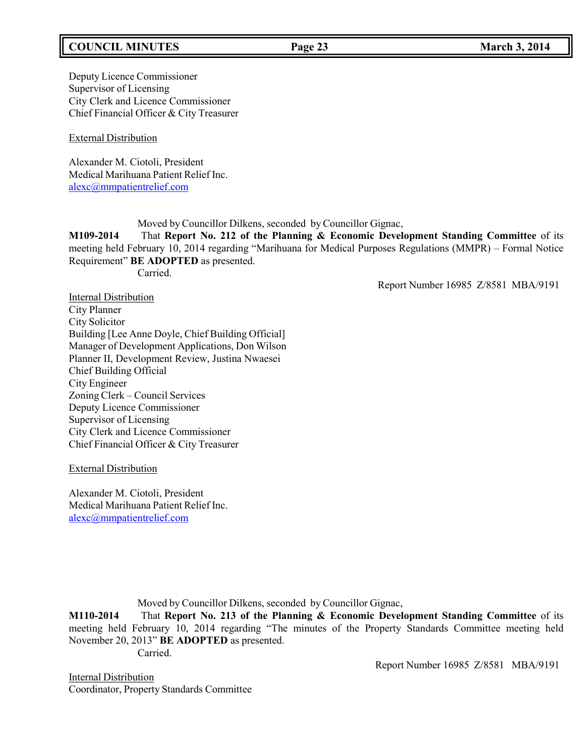Deputy Licence Commissioner
Supervisor of Licensing
City Clerk and Licence Commissioner
Chief Financial Officer & City Treasurer

External Distribution

Alexander M. Ciotoli, President
Medical Marihuana Patient Relief Inc.
alexc@mmpatientrelief.com

Moved by Councillor Dilkens, seconded by Councillor Gignac,

**M109-2014** That **Report No. 212 of the Planning & Economic Development Standing Committee** of its meeting held February 10, 2014 regarding "Marihuana for Medical Purposes Regulations (MMPR) – Formal Notice Requirement" **BE ADOPTED** as presented.

Carried.

Report Number 16985 Z/8581 MBA/9191

Internal Distribution
City Planner
City Solicitor
Building [Lee Anne Doyle, Chief Building Official]
Manager of Development Applications, Don Wilson
Planner II, Development Review, Justina Nwaesei
Chief Building Official
City Engineer
Zoning Clerk – Council Services
Deputy Licence Commissioner
Supervisor of Licensing
City Clerk and Licence Commissioner
Chief Financial Officer & City Treasurer

External Distribution

Alexander M. Ciotoli, President
Medical Marihuana Patient Relief Inc.
alexc@mmpatientrelief.com

Moved by Councillor Dilkens, seconded by Councillor Gignac,

**M110-2014** That **Report No. 213 of the Planning & Economic Development Standing Committee** of its meeting held February 10, 2014 regarding "The minutes of the Property Standards Committee meeting held November 20, 2013" **BE ADOPTED** as presented.

Carried.

Report Number 16985 Z/8581 MBA/9191

Internal Distribution
Coordinator, Property Standards Committee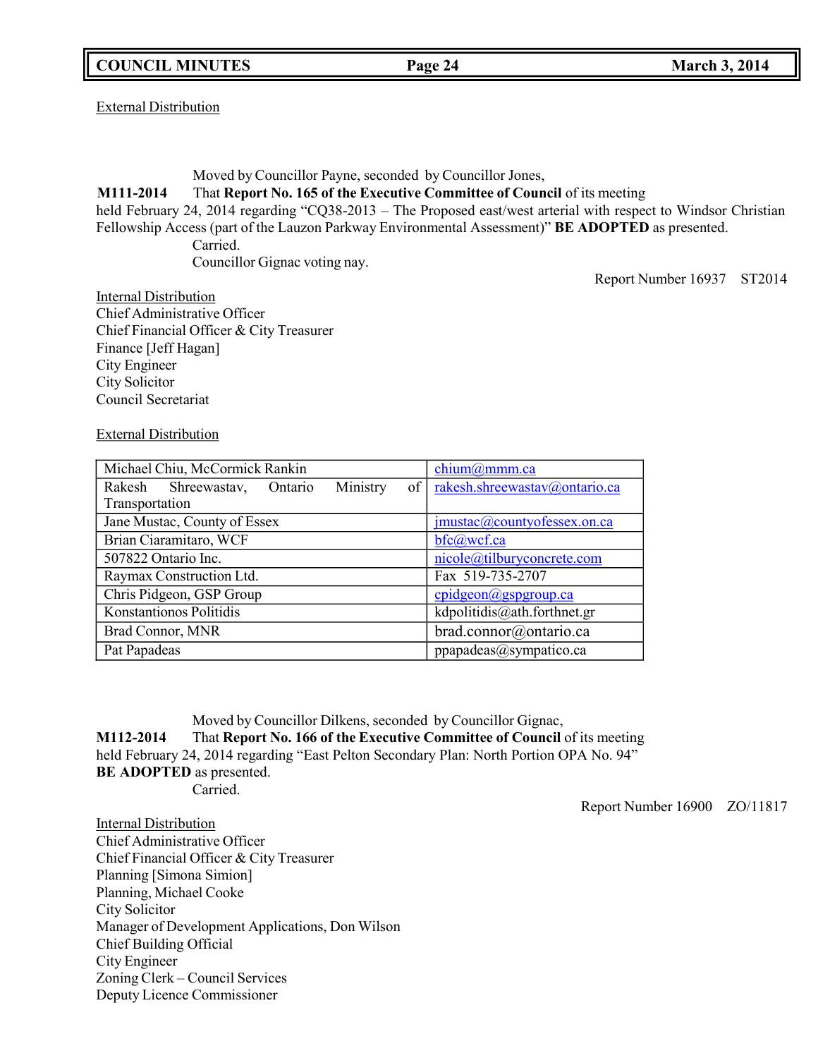External Distribution

Moved by Councillor Payne, seconded by Councillor Jones,

**M111-2014** That **Report No. 165 of the Executive Committee of Council** of its meeting held February 24, 2014 regarding "CQ38-2013 – The Proposed east/west arterial with respect to Windsor Christian Fellowship Access (part of the Lauzon Parkway Environmental Assessment)" **BE ADOPTED** as presented.

Carried.

Councillor Gignac voting nay.

Report Number 16937 ST2014

Internal Distribution

Chief Administrative Officer
Chief Financial Officer & City Treasurer
Finance [Jeff Hagan]
City Engineer
City Solicitor
Council Secretariat

External Distribution

| | |
|---|---|
| Michael Chiu, McCormick Rankin | chium@mmm.ca |
| Rakesh Shreewastav, Ontario Ministry of Transportation | rakesh.shreewastav@ontario.ca |
| Jane Mustac, County of Essex | jmustac@countyofessex.on.ca |
| Brian Ciaramitaro, WCF | bfc@wcf.ca |
| 507822 Ontario Inc. | nicole@tilburyconcrete.com |
| Raymax Construction Ltd. | Fax 519-735-2707 |
| Chris Pidgeon, GSP Group | cpidgeon@gspgroup.ca |
| Konstantionos Politidis | kdpolitidis@ath.forthnet.gr |
| Brad Connor, MNR | brad.connor@ontario.ca |
| Pat Papadeas | ppapadeas@sympatico.ca |

Moved by Councillor Dilkens, seconded by Councillor Gignac,

**M112-2014** That **Report No. 166 of the Executive Committee of Council** of its meeting held February 24, 2014 regarding "East Pelton Secondary Plan: North Portion OPA No. 94" **BE ADOPTED** as presented.

Carried.

Report Number 16900 ZO/11817

Internal Distribution

Chief Administrative Officer
Chief Financial Officer & City Treasurer
Planning [Simona Simion]
Planning, Michael Cooke
City Solicitor
Manager of Development Applications, Don Wilson
Chief Building Official
City Engineer
Zoning Clerk – Council Services
Deputy Licence Commissioner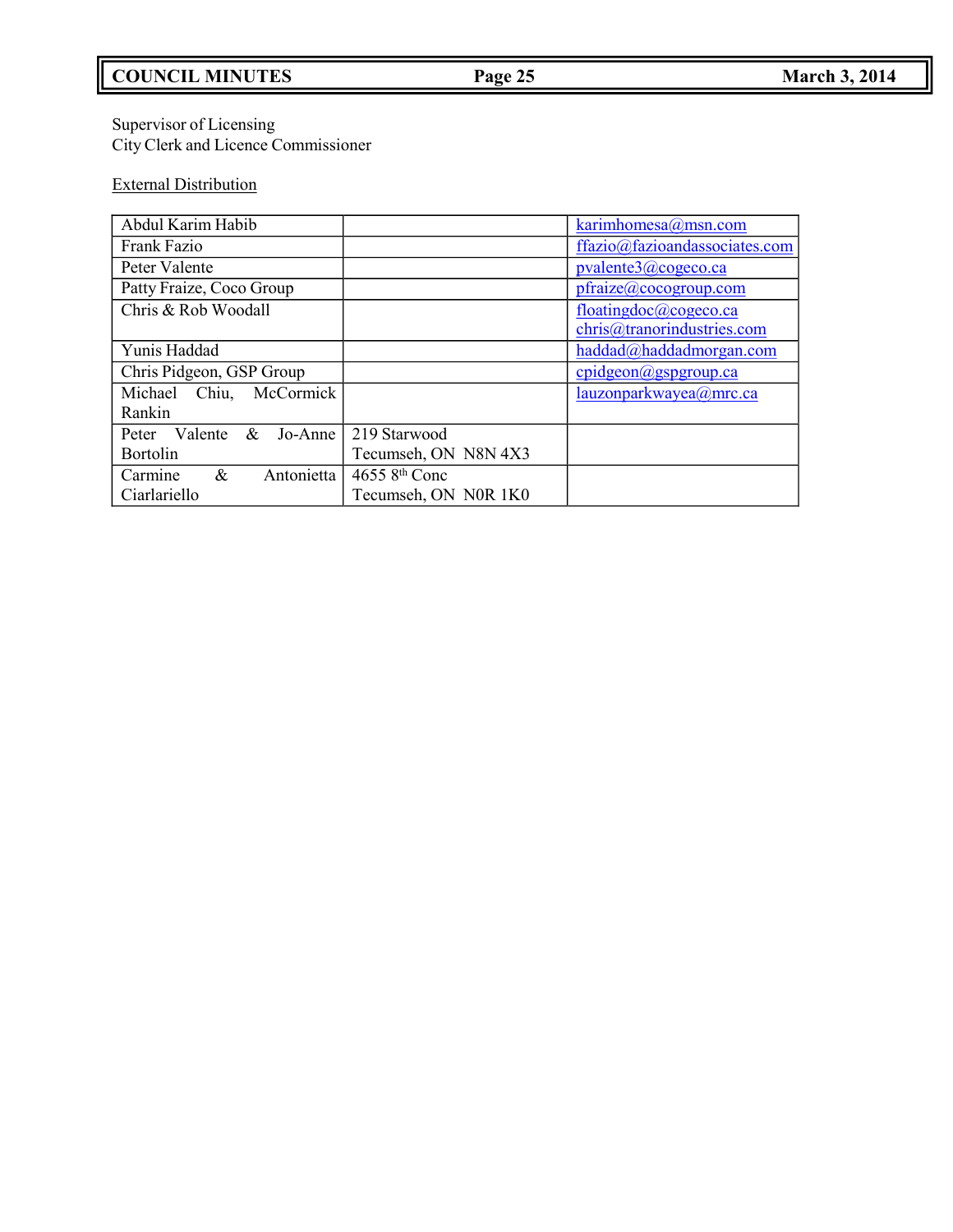Supervisor of Licensing
City Clerk and Licence Commissioner

External Distribution

| | | |
|---|---|---|
| Abdul Karim Habib | | karimhomesa@msn.com |
| Frank Fazio | | ffazio@fazioandassociates.com |
| Peter Valente | | pvalente3@cogeco.ca |
| Patty Fraize, Coco Group | | pfraize@cocogroup.com |
| Chris & Rob Woodall | | floatingdoc@cogeco.ca chris@tranorindustries.com |
| Yunis Haddad | | haddad@haddadmorgan.com |
| Chris Pidgeon, GSP Group | | cpidgeon@gspgroup.ca |
| Michael Chiu, McCormick Rankin | | lauzonparkwayea@mrc.ca |
| Peter Valente & Jo-Anne Bortolin | 219 Starwood Tecumseh, ON N8N 4X3 | |
| Carmine & Antonietta Ciarlariello | 4655 8th Conc Tecumseh, ON N0R 1K0 | |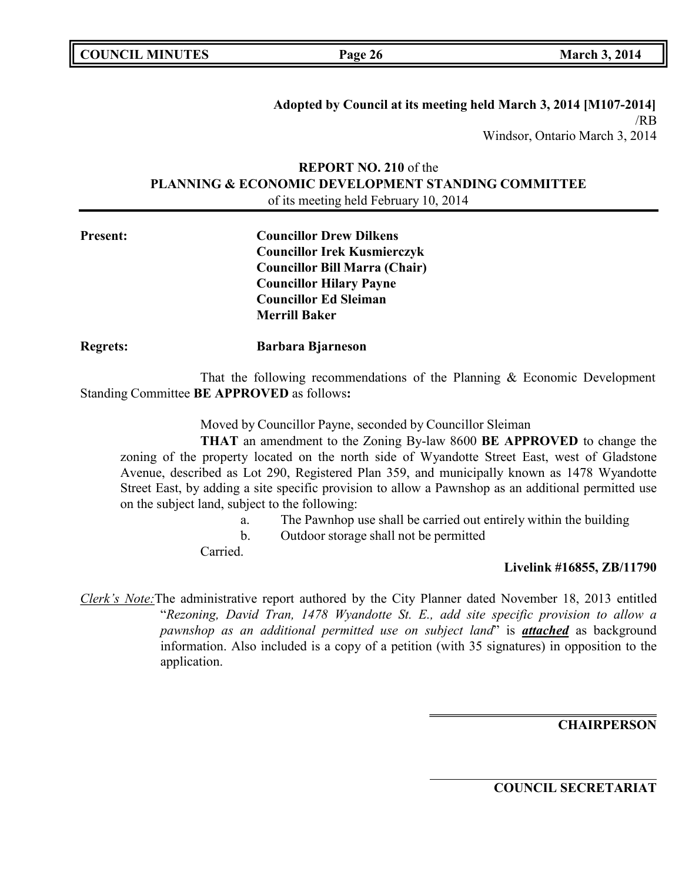**Adopted by Council at its meeting held March 3, 2014 [M107-2014]**
/RB
Windsor, Ontario March 3, 2014

**REPORT NO. 210** of the
**PLANNING & ECONOMIC DEVELOPMENT STANDING COMMITTEE**
of its meeting held February 10, 2014

**Present:** **Councillor Drew Dilkens**
**Councillor Irek Kusmierczyk**
**Councillor Bill Marra (Chair)**
**Councillor Hilary Payne**
**Councillor Ed Sleiman**
**Merrill Baker**

**Regrets:** **Barbara Bjarneson**

That the following recommendations of the Planning & Economic Development Standing Committee **BE APPROVED** as follows**:**

Moved by Councillor Payne, seconded by Councillor Sleiman

**THAT** an amendment to the Zoning By-law 8600 **BE APPROVED** to change the zoning of the property located on the north side of Wyandotte Street East, west of Gladstone Avenue, described as Lot 290, Registered Plan 359, and municipally known as 1478 Wyandotte Street East, by adding a site specific provision to allow a Pawnshop as an additional permitted use on the subject land, subject to the following:

a. The Pawnhop use shall be carried out entirely within the building
b. Outdoor storage shall not be permitted

Carried.

**Livelink #16855, ZB/11790**

*Clerk's Note:* The administrative report authored by the City Planner dated November 18, 2013 entitled "*Rezoning, David Tran, 1478 Wyandotte St. E., add site specific provision to allow a pawnshop as an additional permitted use on subject land*" is ***attached*** as background information. Also included is a copy of a petition (with 35 signatures) in opposition to the application.

**CHAIRPERSON**

**COUNCIL SECRETARIAT**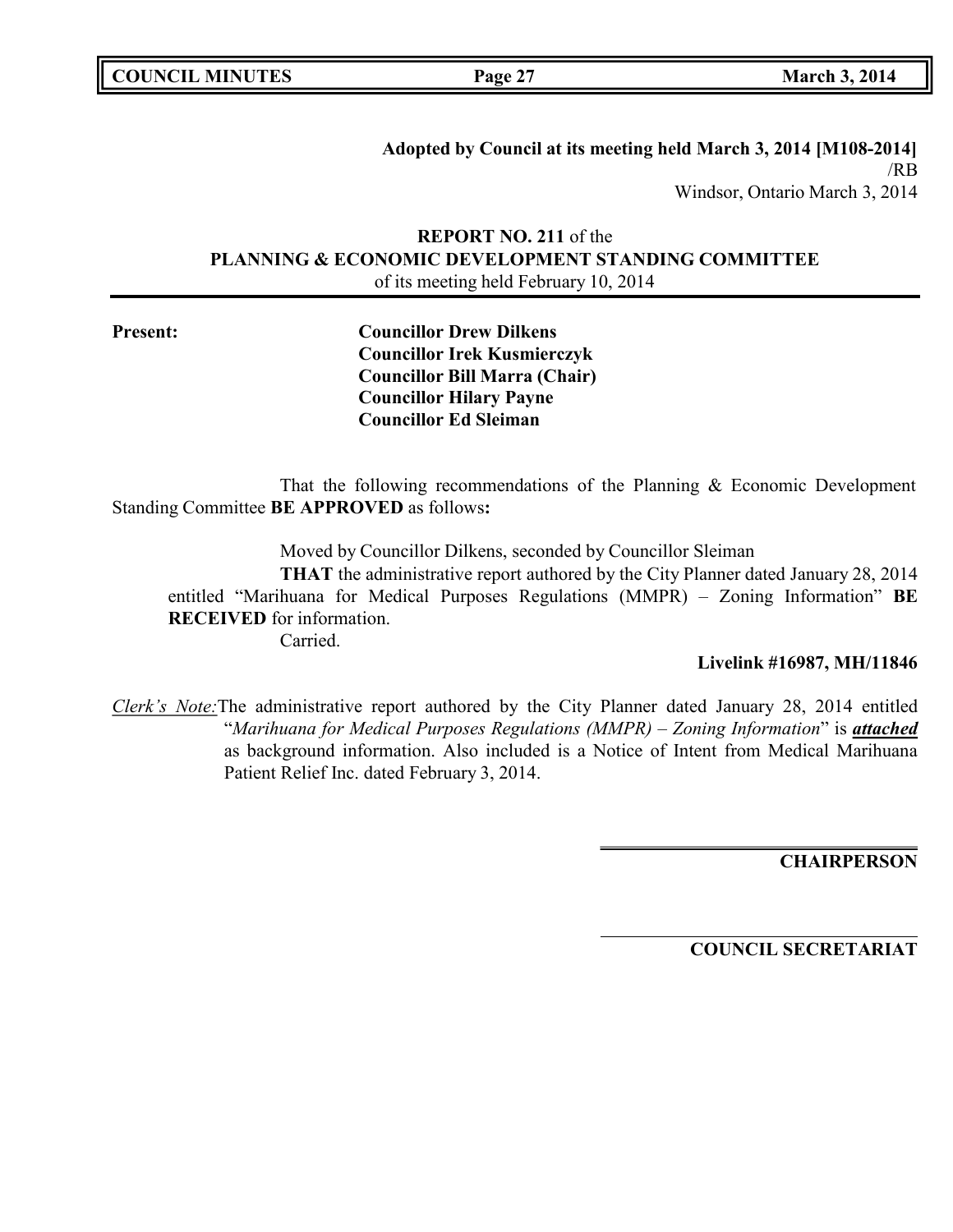**Adopted by Council at its meeting held March 3, 2014 [M108-2014]**
/RB
Windsor, Ontario March 3, 2014

**REPORT NO. 211** of the
**PLANNING & ECONOMIC DEVELOPMENT STANDING COMMITTEE**
of its meeting held February 10, 2014

**Present:**

**Councillor Drew Dilkens**
**Councillor Irek Kusmierczyk**
**Councillor Bill Marra (Chair)**
**Councillor Hilary Payne**
**Councillor Ed Sleiman**

That the following recommendations of the Planning & Economic Development Standing Committee **BE APPROVED** as follows**:**

Moved by Councillor Dilkens, seconded by Councillor Sleiman
**THAT** the administrative report authored by the City Planner dated January 28, 2014 entitled "Marihuana for Medical Purposes Regulations (MMPR) – Zoning Information" **BE RECEIVED** for information.
Carried.

**Livelink #16987, MH/11846**

*Clerk's Note:* The administrative report authored by the City Planner dated January 28, 2014 entitled "*Marihuana for Medical Purposes Regulations (MMPR) – Zoning Information*" is ***attached*** as background information. Also included is a Notice of Intent from Medical Marihuana Patient Relief Inc. dated February 3, 2014.

**CHAIRPERSON**

**COUNCIL SECRETARIAT**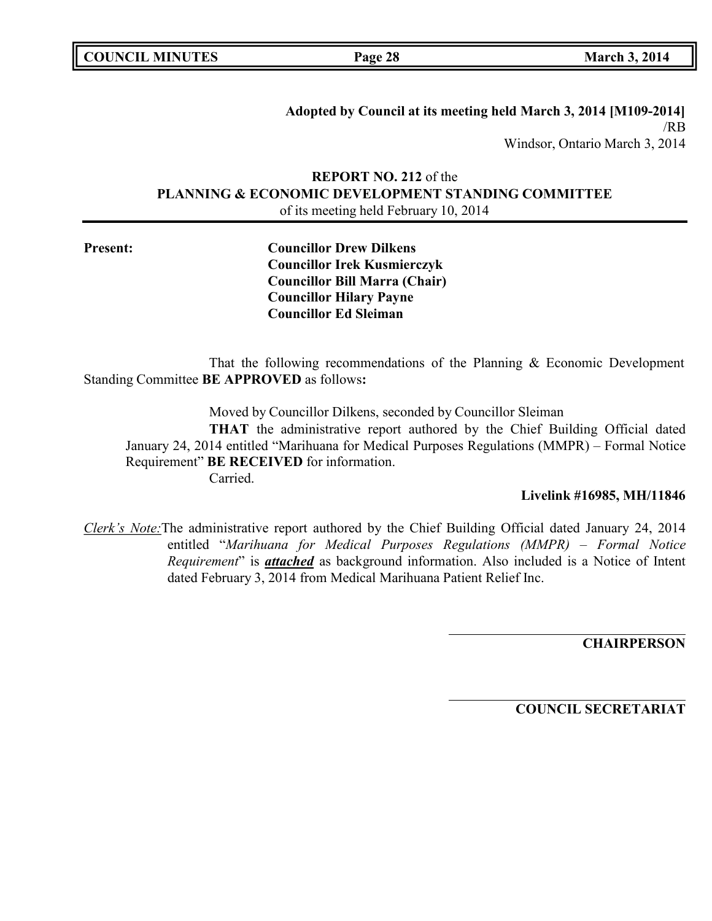**Adopted by Council at its meeting held March 3, 2014 [M109-2014]**
/RB
Windsor, Ontario March 3, 2014

**REPORT NO. 212** of the
**PLANNING & ECONOMIC DEVELOPMENT STANDING COMMITTEE**
of its meeting held February 10, 2014

**Present:**

**Councillor Drew Dilkens**
**Councillor Irek Kusmierczyk**
**Councillor Bill Marra (Chair)**
**Councillor Hilary Payne**
**Councillor Ed Sleiman**

That the following recommendations of the Planning & Economic Development Standing Committee **BE APPROVED** as follows**:**

Moved by Councillor Dilkens, seconded by Councillor Sleiman

**THAT** the administrative report authored by the Chief Building Official dated January 24, 2014 entitled "Marihuana for Medical Purposes Regulations (MMPR) – Formal Notice Requirement" **BE RECEIVED** for information.

Carried.

**Livelink #16985, MH/11846**

*Clerk's Note:* The administrative report authored by the Chief Building Official dated January 24, 2014 entitled "*Marihuana for Medical Purposes Regulations (MMPR) – Formal Notice Requirement*" is ***attached*** as background information. Also included is a Notice of Intent dated February 3, 2014 from Medical Marihuana Patient Relief Inc.

**CHAIRPERSON**

**COUNCIL SECRETARIAT**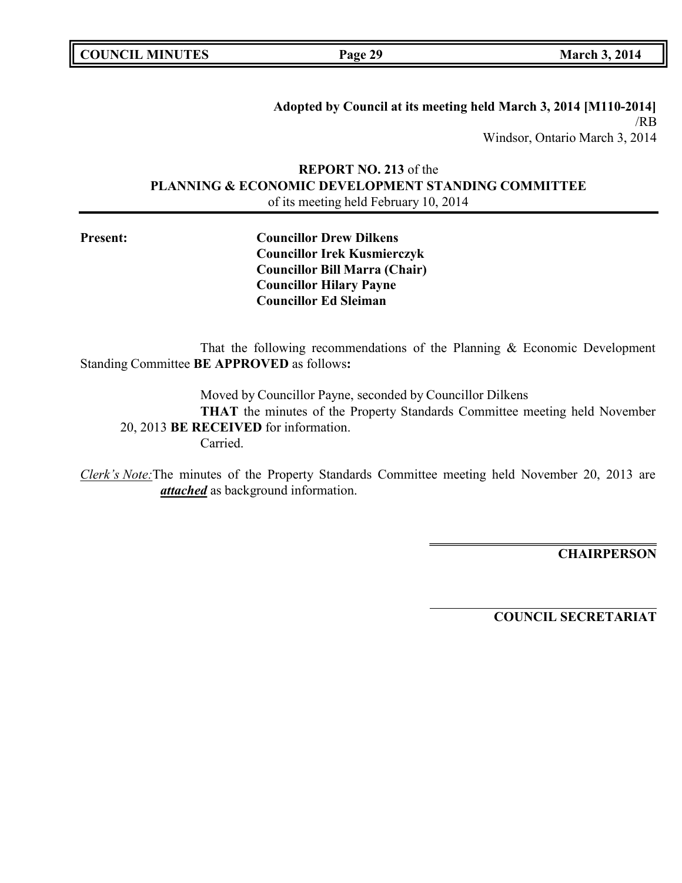**Adopted by Council at its meeting held March 3, 2014 [M110-2014]**
/RB
Windsor, Ontario March 3, 2014

**REPORT NO. 213** of the
**PLANNING & ECONOMIC DEVELOPMENT STANDING COMMITTEE**
of its meeting held February 10, 2014

**Present:**

**Councillor Drew Dilkens**
**Councillor Irek Kusmierczyk**
**Councillor Bill Marra (Chair)**
**Councillor Hilary Payne**
**Councillor Ed Sleiman**

That the following recommendations of the Planning & Economic Development Standing Committee **BE APPROVED** as follows**:**

Moved by Councillor Payne, seconded by Councillor Dilkens
**THAT** the minutes of the Property Standards Committee meeting held November 20, 2013 **BE RECEIVED** for information.
Carried.

*Clerk's Note:* The minutes of the Property Standards Committee meeting held November 20, 2013 are ***attached*** as background information.

**CHAIRPERSON**

**COUNCIL SECRETARIAT**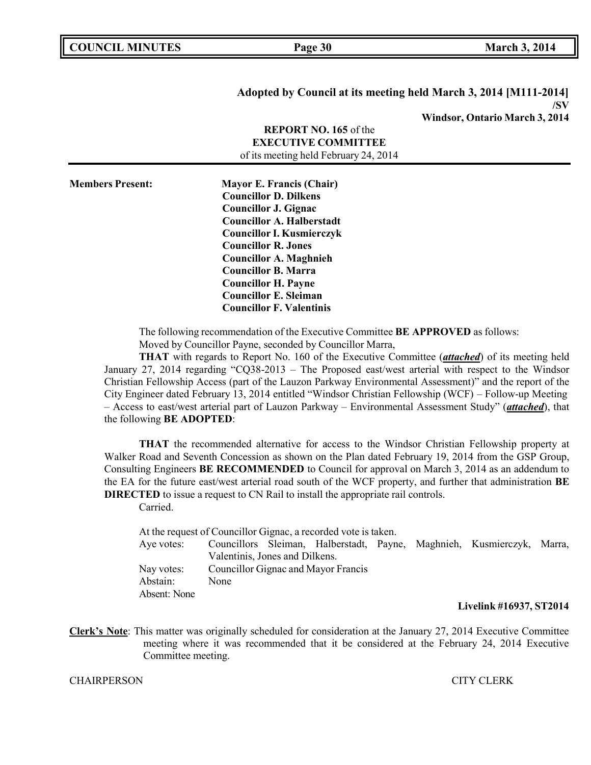**Adopted by Council at its meeting held March 3, 2014 [M111-2014]**
**/SV**
**Windsor, Ontario March 3, 2014**

**REPORT NO. 165** of the
**EXECUTIVE COMMITTEE**
of its meeting held February 24, 2014

**Members Present:**
**Mayor E. Francis (Chair)**
**Councillor D. Dilkens**
**Councillor J. Gignac**
**Councillor A. Halberstadt**
**Councillor I. Kusmierczyk**
**Councillor R. Jones**
**Councillor A. Maghnieh**
**Councillor B. Marra**
**Councillor H. Payne**
**Councillor E. Sleiman**
**Councillor F. Valentinis**

The following recommendation of the Executive Committee **BE APPROVED** as follows:
Moved by Councillor Payne, seconded by Councillor Marra,

**THAT** with regards to Report No. 160 of the Executive Committee (***attached***) of its meeting held January 27, 2014 regarding "CQ38-2013 – The Proposed east/west arterial with respect to the Windsor Christian Fellowship Access (part of the Lauzon Parkway Environmental Assessment)" and the report of the City Engineer dated February 13, 2014 entitled "Windsor Christian Fellowship (WCF) – Follow-up Meeting – Access to east/west arterial part of Lauzon Parkway – Environmental Assessment Study" (***attached***), that the following **BE ADOPTED**:

**THAT** the recommended alternative for access to the Windsor Christian Fellowship property at Walker Road and Seventh Concession as shown on the Plan dated February 19, 2014 from the GSP Group, Consulting Engineers **BE RECOMMENDED** to Council for approval on March 3, 2014 as an addendum to the EA for the future east/west arterial road south of the WCF property, and further that administration **BE DIRECTED** to issue a request to CN Rail to install the appropriate rail controls.
Carried.

At the request of Councillor Gignac, a recorded vote is taken.

Aye votes: Councillors Sleiman, Halberstadt, Payne, Maghnieh, Kusmierczyk, Marra, Valentinis, Jones and Dilkens.
Nay votes: Councillor Gignac and Mayor Francis
Abstain: None
Absent: None

**Livelink #16937, ST2014**

**Clerk's Note**: This matter was originally scheduled for consideration at the January 27, 2014 Executive Committee meeting where it was recommended that it be considered at the February 24, 2014 Executive Committee meeting.

CHAIRPERSON CITY CLERK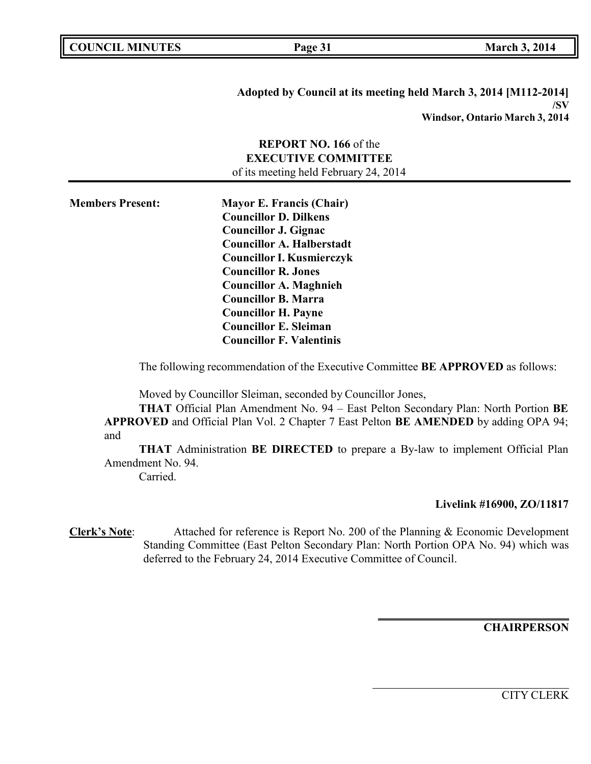**Adopted by Council at its meeting held March 3, 2014 [M112-2014]**
**/SV**
**Windsor, Ontario March 3, 2014**

**REPORT NO. 166** of the
**EXECUTIVE COMMITTEE**
of its meeting held February 24, 2014

**Members Present:**

**Mayor E. Francis (Chair)**
**Councillor D. Dilkens**
**Councillor J. Gignac**
**Councillor A. Halberstadt**
**Councillor I. Kusmierczyk**
**Councillor R. Jones**
**Councillor A. Maghnieh**
**Councillor B. Marra**
**Councillor H. Payne**
**Councillor E. Sleiman**
**Councillor F. Valentinis**

The following recommendation of the Executive Committee **BE APPROVED** as follows:

Moved by Councillor Sleiman, seconded by Councillor Jones,

**THAT** Official Plan Amendment No. 94 – East Pelton Secondary Plan: North Portion **BE APPROVED** and Official Plan Vol. 2 Chapter 7 East Pelton **BE AMENDED** by adding OPA 94; and

**THAT** Administration **BE DIRECTED** to prepare a By-law to implement Official Plan Amendment No. 94.

Carried.

**Livelink #16900, ZO/11817**

**Clerk's Note**: Attached for reference is Report No. 200 of the Planning & Economic Development Standing Committee (East Pelton Secondary Plan: North Portion OPA No. 94) which was deferred to the February 24, 2014 Executive Committee of Council.

**CHAIRPERSON**

CITY CLERK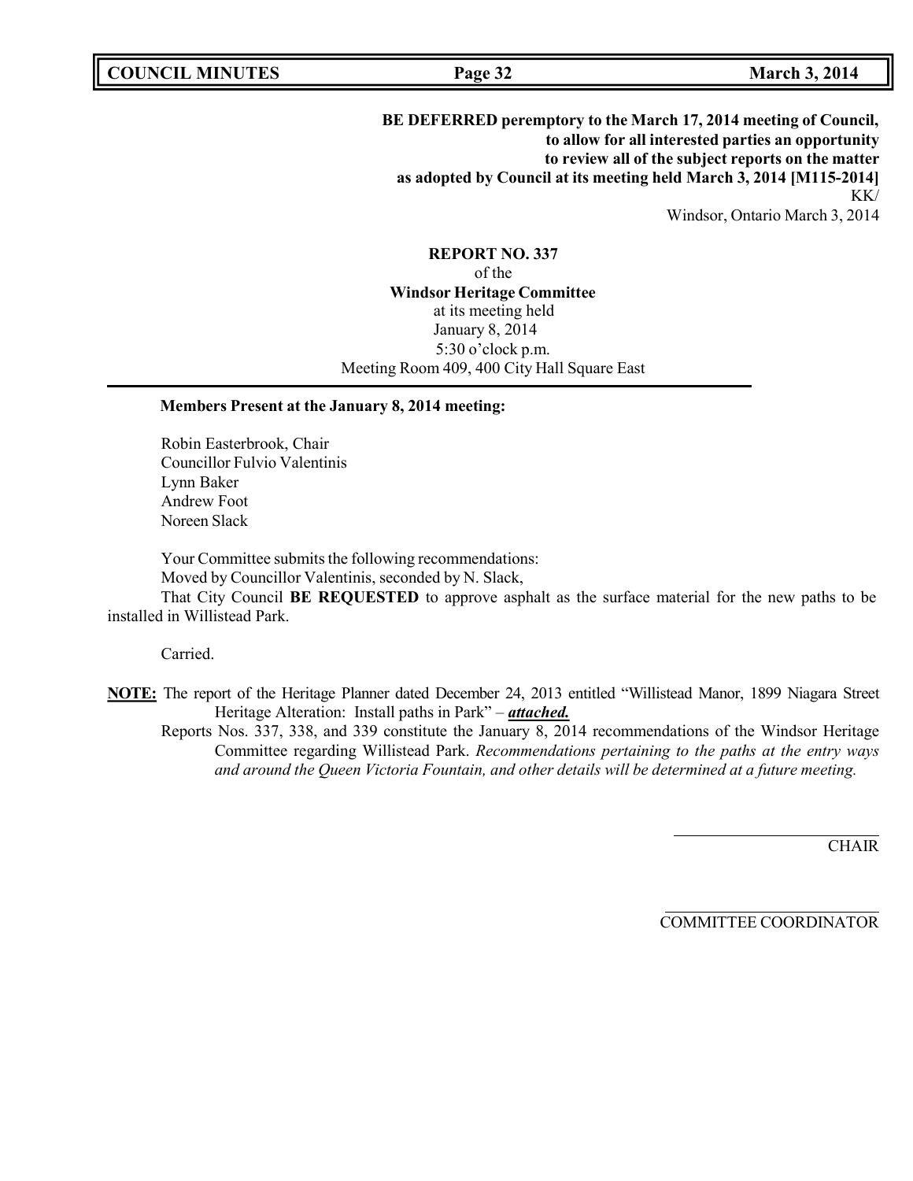**BE DEFERRED peremptory to the March 17, 2014 meeting of Council, to allow for all interested parties an opportunity to review all of the subject reports on the matter as adopted by Council at its meeting held March 3, 2014 [M115-2014]**

KK/

Windsor, Ontario March 3, 2014

**REPORT NO. 337**

of the

**Windsor Heritage Committee**

at its meeting held

January 8, 2014

5:30 o'clock p.m.

Meeting Room 409, 400 City Hall Square East

**Members Present at the January 8, 2014 meeting:**

Robin Easterbrook, Chair
Councillor Fulvio Valentinis
Lynn Baker
Andrew Foot
Noreen Slack

Your Committee submits the following recommendations:

Moved by Councillor Valentinis, seconded by N. Slack,

That City Council **BE REQUESTED** to approve asphalt as the surface material for the new paths to be installed in Willistead Park.

Carried.

**NOTE:** The report of the Heritage Planner dated December 24, 2013 entitled "Willistead Manor, 1899 Niagara Street Heritage Alteration: Install paths in Park" – ***attached.***

Reports Nos. 337, 338, and 339 constitute the January 8, 2014 recommendations of the Windsor Heritage Committee regarding Willistead Park. *Recommendations pertaining to the paths at the entry ways and around the Queen Victoria Fountain, and other details will be determined at a future meeting.*

CHAIR

COMMITTEE COORDINATOR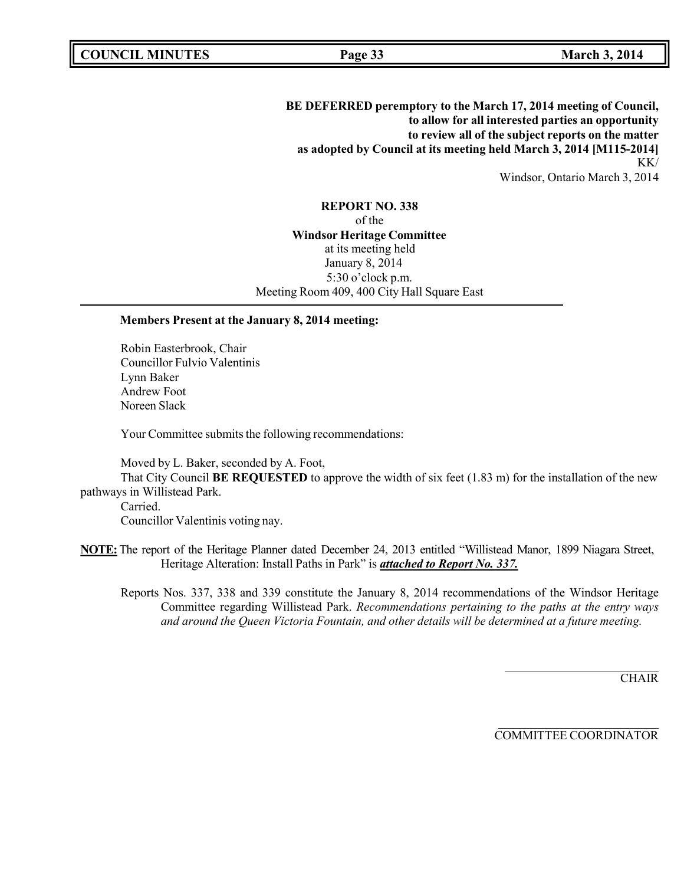**BE DEFERRED peremptory to the March 17, 2014 meeting of Council, to allow for all interested parties an opportunity to review all of the subject reports on the matter as adopted by Council at its meeting held March 3, 2014 [M115-2014]**

KK/

Windsor, Ontario March 3, 2014

**REPORT NO. 338**
of the
**Windsor Heritage Committee**
at its meeting held
January 8, 2014
5:30 o'clock p.m.
Meeting Room 409, 400 City Hall Square East

---

**Members Present at the January 8, 2014 meeting:**

Robin Easterbrook, Chair
Councillor Fulvio Valentinis
Lynn Baker
Andrew Foot
Noreen Slack

Your Committee submits the following recommendations:

Moved by L. Baker, seconded by A. Foot,

That City Council **BE REQUESTED** to approve the width of six feet (1.83 m) for the installation of the new pathways in Willistead Park.

Carried.

Councillor Valentinis voting nay.

**NOTE:** The report of the Heritage Planner dated December 24, 2013 entitled "Willistead Manor, 1899 Niagara Street, Heritage Alteration: Install Paths in Park" is ***attached to Report No. 337.***

Reports Nos. 337, 338 and 339 constitute the January 8, 2014 recommendations of the Windsor Heritage Committee regarding Willistead Park. *Recommendations pertaining to the paths at the entry ways and around the Queen Victoria Fountain, and other details will be determined at a future meeting.*

CHAIR

COMMITTEE COORDINATOR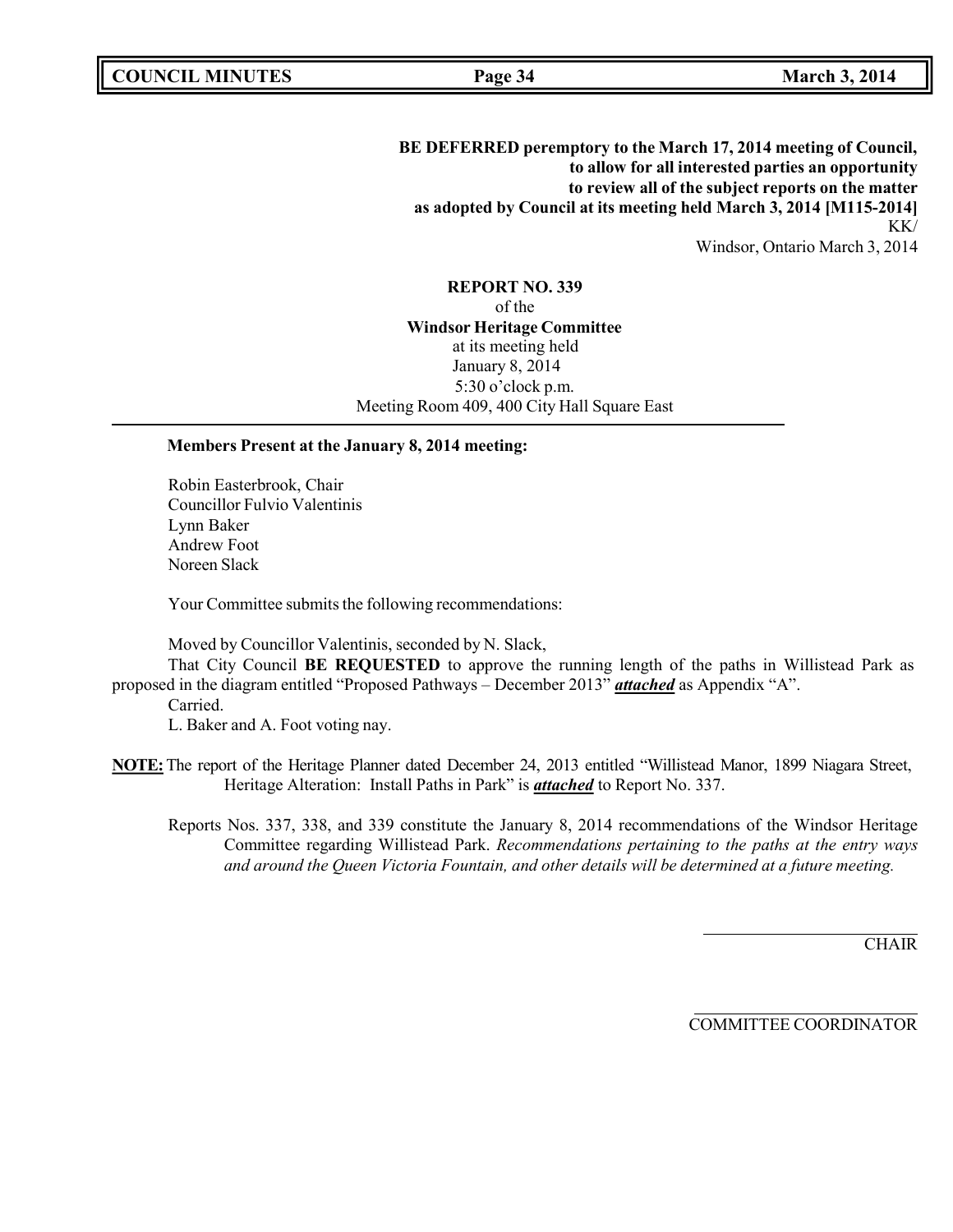**BE DEFERRED peremptory to the March 17, 2014 meeting of Council, to allow for all interested parties an opportunity to review all of the subject reports on the matter as adopted by Council at its meeting held March 3, 2014 [M115-2014]**
KK/
Windsor, Ontario March 3, 2014

**REPORT NO. 339**
of the
**Windsor Heritage Committee**
at its meeting held
January 8, 2014
5:30 o'clock p.m.
Meeting Room 409, 400 City Hall Square East

---

**Members Present at the January 8, 2014 meeting:**

Robin Easterbrook, Chair
Councillor Fulvio Valentinis
Lynn Baker
Andrew Foot
Noreen Slack

Your Committee submits the following recommendations:

Moved by Councillor Valentinis, seconded by N. Slack,

That City Council **BE REQUESTED** to approve the running length of the paths in Willistead Park as proposed in the diagram entitled "Proposed Pathways – December 2013" ***attached*** as Appendix "A".

Carried.

L. Baker and A. Foot voting nay.

**NOTE:** The report of the Heritage Planner dated December 24, 2013 entitled "Willistead Manor, 1899 Niagara Street, Heritage Alteration: Install Paths in Park" is ***attached*** to Report No. 337.

Reports Nos. 337, 338, and 339 constitute the January 8, 2014 recommendations of the Windsor Heritage Committee regarding Willistead Park. *Recommendations pertaining to the paths at the entry ways and around the Queen Victoria Fountain, and other details will be determined at a future meeting.*

CHAIR

COMMITTEE COORDINATOR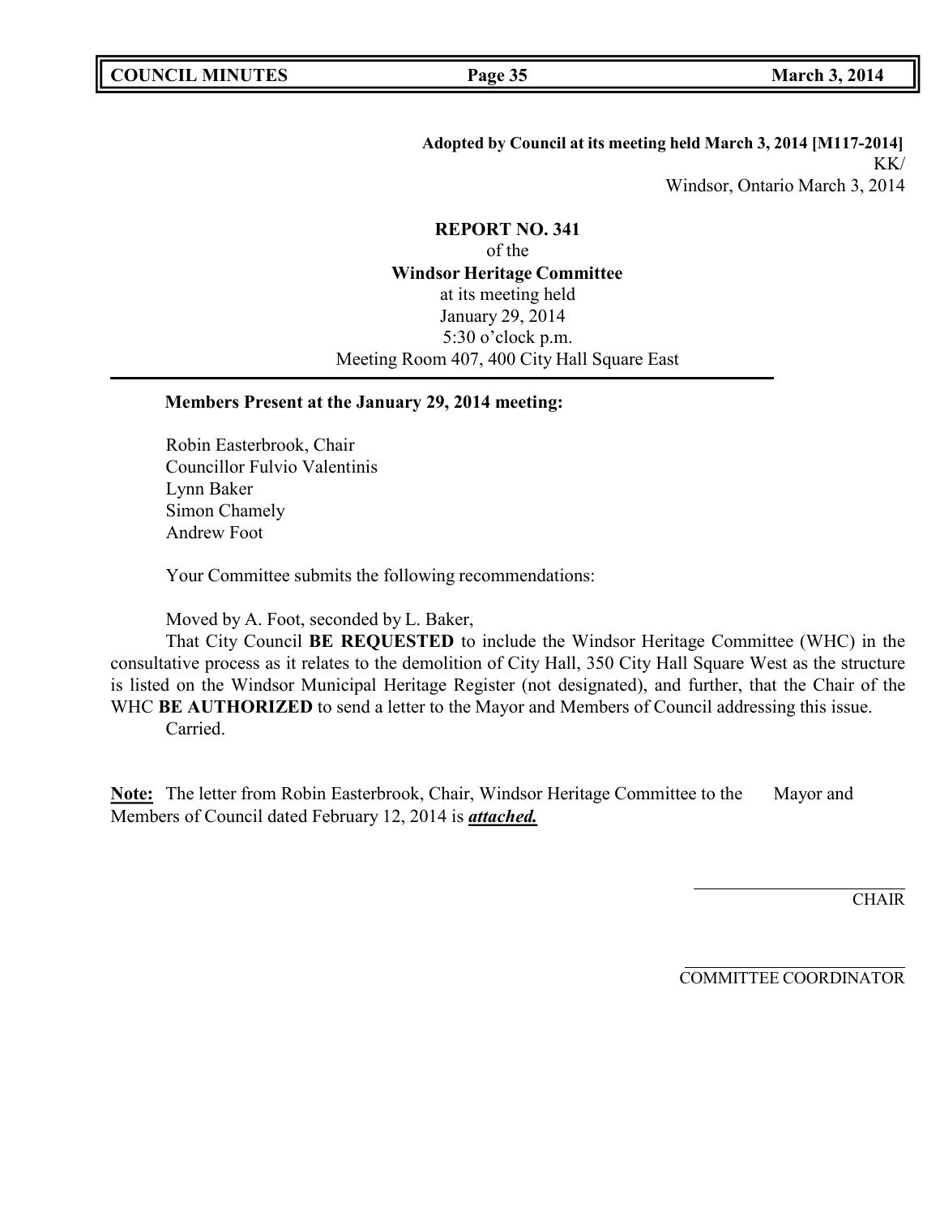**Adopted by Council at its meeting held March 3, 2014 [M117-2014]**

KK/

Windsor, Ontario March 3, 2014

**REPORT NO. 341**

of the

**Windsor Heritage Committee**

at its meeting held

January 29, 2014

5:30 o'clock p.m.

Meeting Room 407, 400 City Hall Square East

---

**Members Present at the January 29, 2014 meeting:**

Robin Easterbrook, Chair
Councillor Fulvio Valentinis
Lynn Baker
Simon Chamely
Andrew Foot

Your Committee submits the following recommendations:

Moved by A. Foot, seconded by L. Baker,

That City Council **BE REQUESTED** to include the Windsor Heritage Committee (WHC) in the consultative process as it relates to the demolition of City Hall, 350 City Hall Square West as the structure is listed on the Windsor Municipal Heritage Register (not designated), and further, that the Chair of the WHC **BE AUTHORIZED** to send a letter to the Mayor and Members of Council addressing this issue.

Carried.

**Note:** The letter from Robin Easterbrook, Chair, Windsor Heritage Committee to the Mayor and Members of Council dated February 12, 2014 is ***attached.***

CHAIR

COMMITTEE COORDINATOR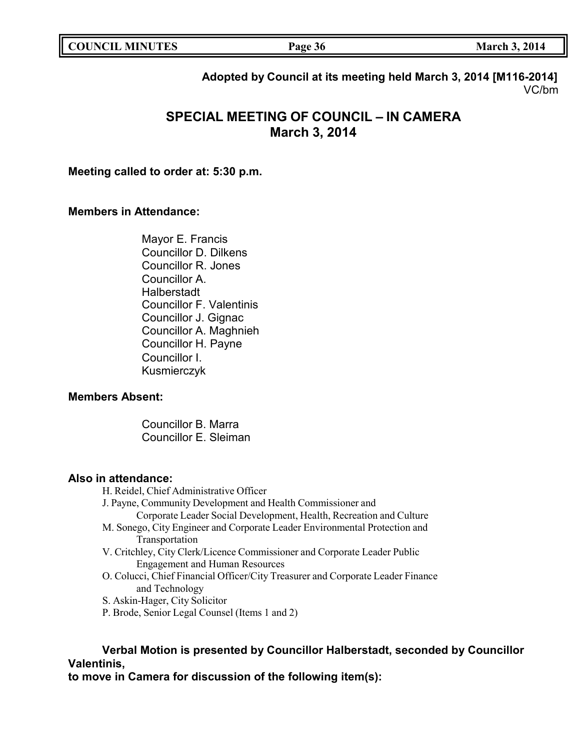**Adopted by Council at its meeting held March 3, 2014 [M116-2014]**
VC/bm

# SPECIAL MEETING OF COUNCIL – IN CAMERA
## March 3, 2014

**Meeting called to order at: 5:30 p.m.**

**Members in Attendance:**

Mayor E. Francis
Councillor D. Dilkens
Councillor R. Jones
Councillor A. Halberstadt
Councillor F. Valentinis
Councillor J. Gignac
Councillor A. Maghnieh
Councillor H. Payne
Councillor I. Kusmierczyk

**Members Absent:**

Councillor B. Marra
Councillor E. Sleiman

**Also in attendance:**

H. Reidel, Chief Administrative Officer
J. Payne, Community Development and Health Commissioner and Corporate Leader Social Development, Health, Recreation and Culture
M. Sonego, City Engineer and Corporate Leader Environmental Protection and Transportation
V. Critchley, City Clerk/Licence Commissioner and Corporate Leader Public Engagement and Human Resources
O. Colucci, Chief Financial Officer/City Treasurer and Corporate Leader Finance and Technology
S. Askin-Hager, City Solicitor
P. Brode, Senior Legal Counsel (Items 1 and 2)

**Verbal Motion is presented by Councillor Halberstadt, seconded by Councillor Valentinis, to move in Camera for discussion of the following item(s):**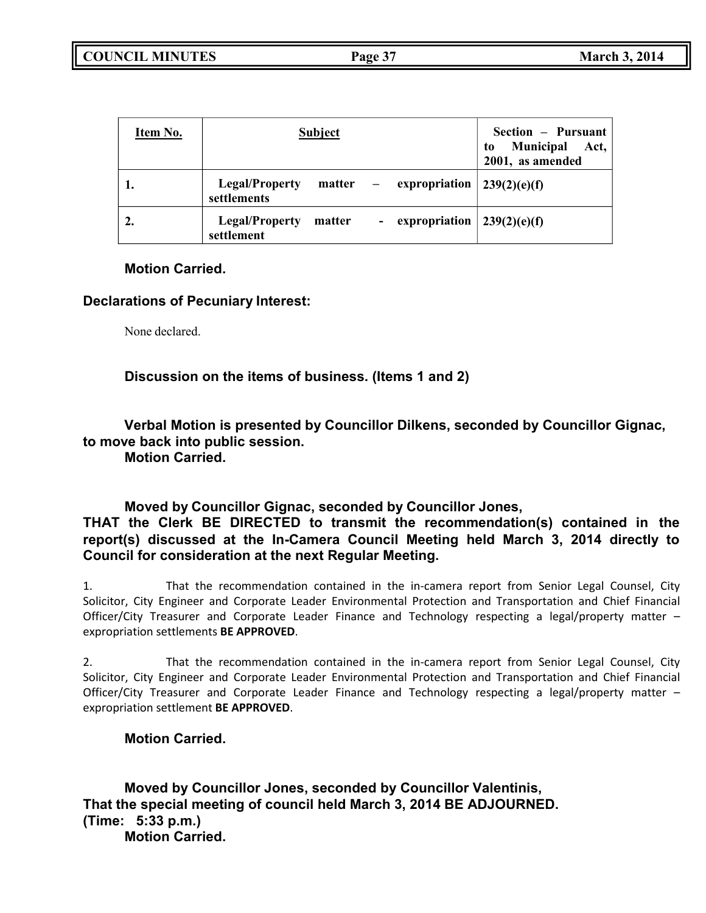| Item No. | Subject | Section – Pursuant to Municipal Act, 2001, as amended |
|---|---|---|
| **1.** | **Legal/Property matter – expropriation settlements** | **239(2)(e)(f)** |
| **2.** | **Legal/Property matter - expropriation settlement** | **239(2)(e)(f)** |

**Motion Carried.**

**Declarations of Pecuniary Interest:**

None declared.

**Discussion on the items of business. (Items 1 and 2)**

**Verbal Motion is presented by Councillor Dilkens, seconded by Councillor Gignac, to move back into public session.**
**Motion Carried.**

**Moved by Councillor Gignac, seconded by Councillor Jones,**
**THAT the Clerk BE DIRECTED to transmit the recommendation(s) contained in the report(s) discussed at the In-Camera Council Meeting held March 3, 2014 directly to Council for consideration at the next Regular Meeting.**

1. That the recommendation contained in the in-camera report from Senior Legal Counsel, City Solicitor, City Engineer and Corporate Leader Environmental Protection and Transportation and Chief Financial Officer/City Treasurer and Corporate Leader Finance and Technology respecting a legal/property matter – expropriation settlements **BE APPROVED**.

2. That the recommendation contained in the in-camera report from Senior Legal Counsel, City Solicitor, City Engineer and Corporate Leader Environmental Protection and Transportation and Chief Financial Officer/City Treasurer and Corporate Leader Finance and Technology respecting a legal/property matter – expropriation settlement **BE APPROVED**.

**Motion Carried.**

**Moved by Councillor Jones, seconded by Councillor Valentinis,**
**That the special meeting of council held March 3, 2014 BE ADJOURNED.**
**(Time: 5:33 p.m.)**
**Motion Carried.**